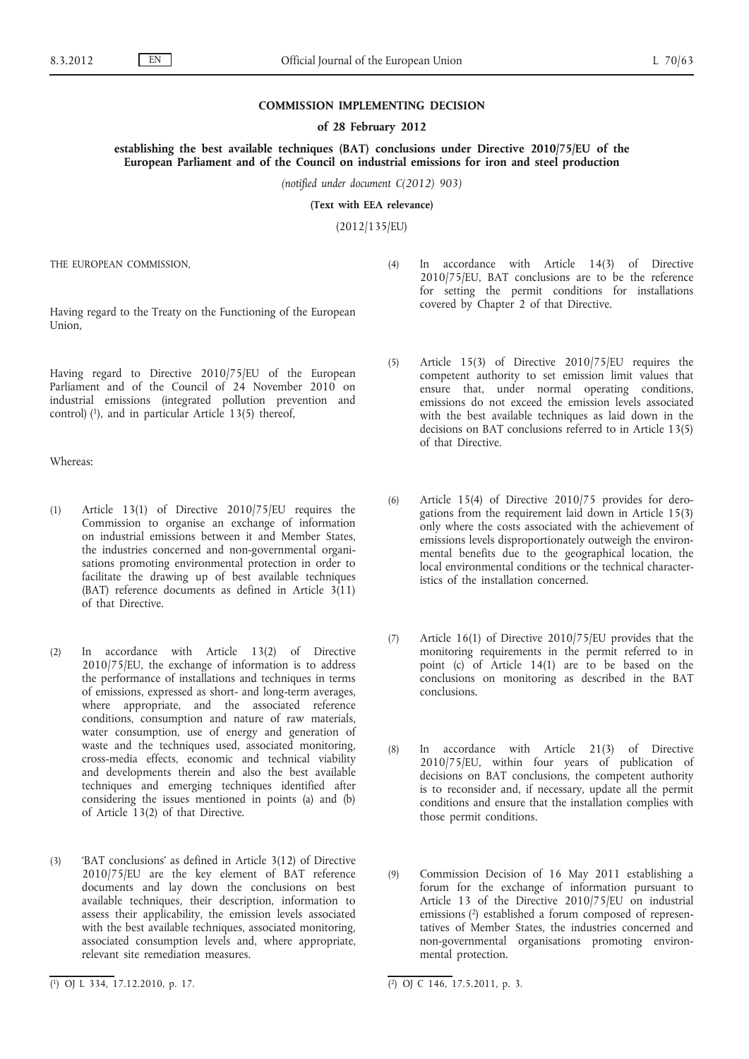# COMMISSION IMPLEMENTING DECISION

## of 28 February 2012

## establishing the best available techniques (BAT) conclusions under Directive 2010/75/EU of the European Parliament and of the Council on industrial emissions for iron and steel production

*(notified under document C(2012) 903)*

**(Text with EEA relevance)**

(2012/135/EU)

THE EUROPEAN COMMISSION,

Having regard to the Treaty on the Functioning of the European Union,

Having regard to Directive 2010/75/EU of the European Parliament and of the Council of 24 November 2010 on industrial emissions (integrated pollution prevention and control) [1], and in particular Article 13(5) thereof,

Whereas:

(1) Article 13(1) of Directive 2010/75/EU requires the Commission to organise an exchange of information on industrial emissions between it and Member States, the industries concerned and non-governmental organisations promoting environmental protection in order to facilitate the drawing up of best available techniques (BAT) reference documents as defined in Article 3(11) of that Directive.

(2) In accordance with Article 13(2) of Directive 2010/75/EU, the exchange of information is to address the performance of installations and techniques in terms of emissions, expressed as short- and long-term averages, where appropriate, and the associated reference conditions, consumption and nature of raw materials, water consumption, use of energy and generation of waste and the techniques used, associated monitoring, cross-media effects, economic and technical viability and developments therein and also the best available techniques and emerging techniques identified after considering the issues mentioned in points (a) and (b) of Article 13(2) of that Directive.

(3) 'BAT conclusions' as defined in Article 3(12) of Directive 2010/75/EU are the key element of BAT reference documents and lay down the conclusions on best available techniques, their description, information to assess their applicability, the emission levels associated with the best available techniques, associated monitoring, associated consumption levels and, where appropriate, relevant site remediation measures.

(4) In accordance with Article 14(3) of Directive 2010/75/EU, BAT conclusions are to be the reference for setting the permit conditions for installations covered by Chapter 2 of that Directive.

(5) Article 15(3) of Directive 2010/75/EU requires the competent authority to set emission limit values that ensure that, under normal operating conditions, emissions do not exceed the emission levels associated with the best available techniques as laid down in the decisions on BAT conclusions referred to in Article 13(5) of that Directive.

(6) Article 15(4) of Directive 2010/75 provides for derogations from the requirement laid down in Article 15(3) only where the costs associated with the achievement of emissions levels disproportionately outweigh the environmental benefits due to the geographical location, the local environmental conditions or the technical characteristics of the installation concerned.

(7) Article 16(1) of Directive 2010/75/EU provides that the monitoring requirements in the permit referred to in point (c) of Article 14(1) are to be based on the conclusions on monitoring as described in the BAT conclusions.

(8) In accordance with Article 21(3) of Directive 2010/75/EU, within four years of publication of decisions on BAT conclusions, the competent authority is to reconsider and, if necessary, update all the permit conditions and ensure that the installation complies with those permit conditions.

(9) Commission Decision of 16 May 2011 establishing a forum for the exchange of information pursuant to Article 13 of the Directive 2010/75/EU on industrial emissions [2] established a forum composed of representatives of Member States, the industries concerned and non-governmental organisations promoting environmental protection.

[1] OJ L 334, 17.12.2010, p. 17.

[2] OJ C 146, 17.5.2011, p. 3.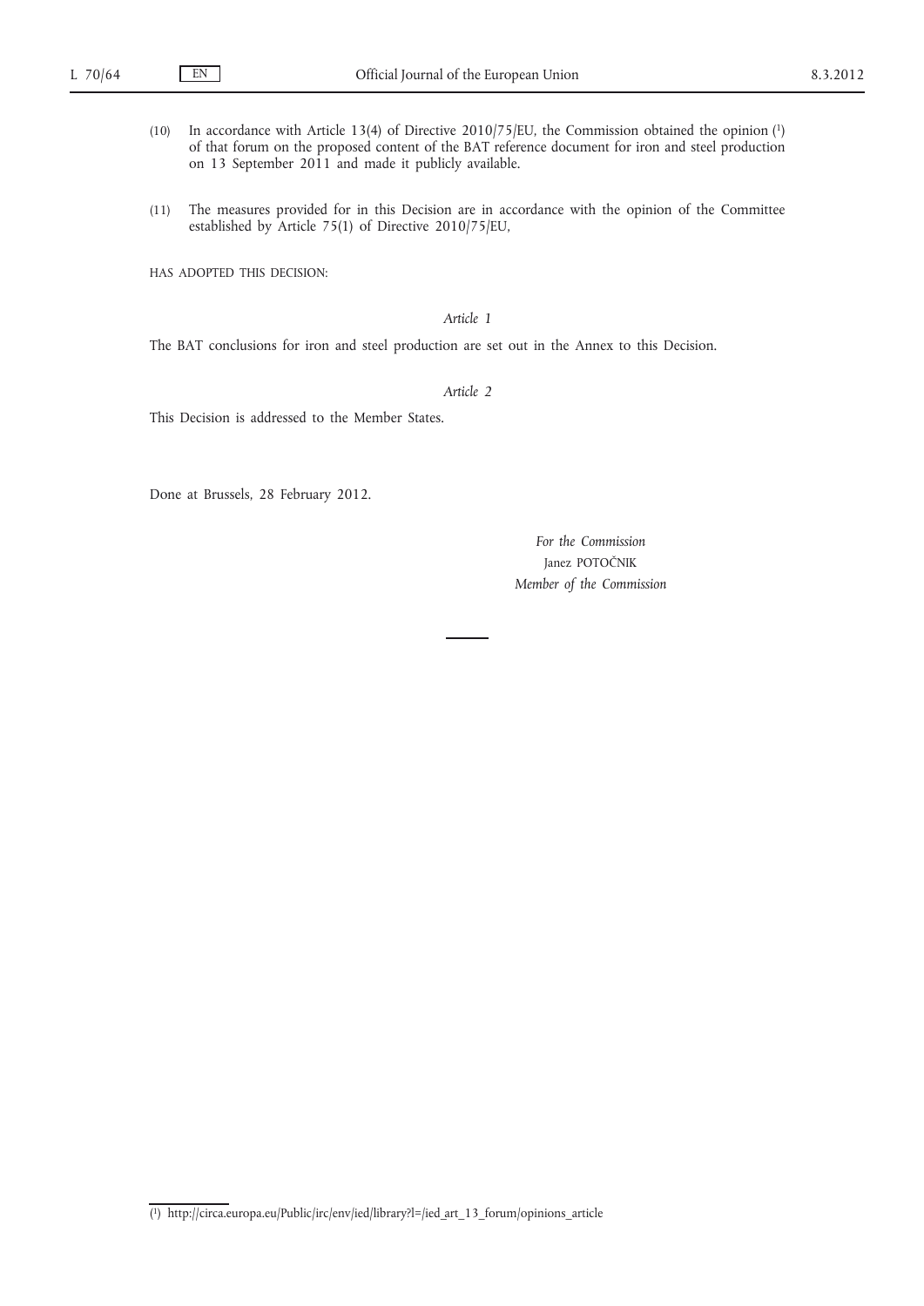(10) In accordance with Article 13(4) of Directive 2010/75/EU, the Commission obtained the opinion [1] of that forum on the proposed content of the BAT reference document for iron and steel production on 13 September 2011 and made it publicly available.

(11) The measures provided for in this Decision are in accordance with the opinion of the Committee established by Article 75(1) of Directive 2010/75/EU,

HAS ADOPTED THIS DECISION:

*Article 1*

The BAT conclusions for iron and steel production are set out in the Annex to this Decision.

*Article 2*

This Decision is addressed to the Member States.

Done at Brussels, 28 February 2012.

*For the Commission*

Janez POTOČNIK

*Member of the Commission*

---

[1] http://circa.europa.eu/Public/irc/env/ied/library?l=/ied_art_13_forum/opinions_article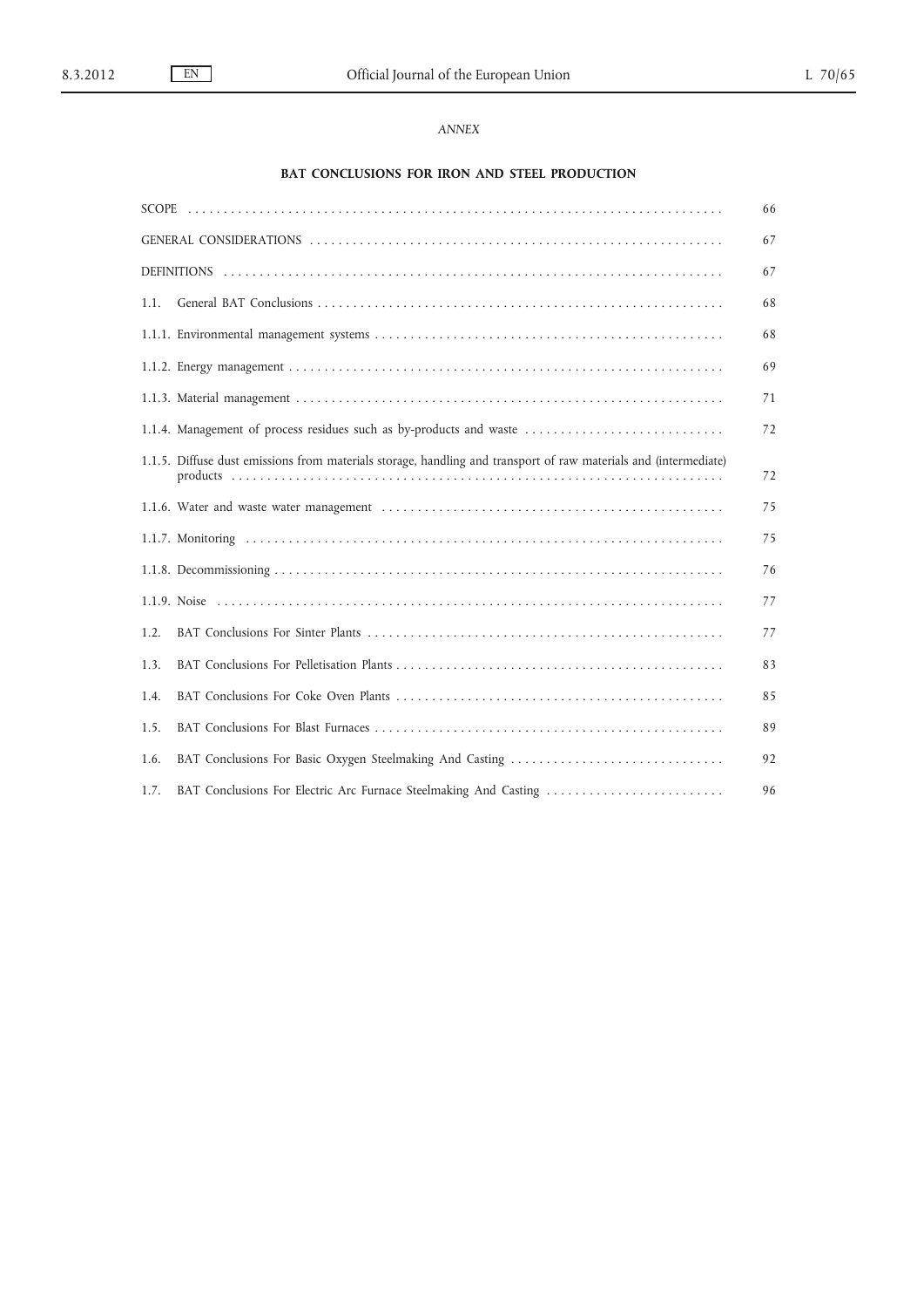*ANNEX*

# BAT CONCLUSIONS FOR IRON AND STEEL PRODUCTION

| | |
|---|---|
| SCOPE | 66 |
| GENERAL CONSIDERATIONS | 67 |
| DEFINITIONS | 67 |
| 1.1. General BAT Conclusions | 68 |
| 1.1.1. Environmental management systems | 68 |
| 1.1.2. Energy management | 69 |
| 1.1.3. Material management | 71 |
| 1.1.4. Management of process residues such as by-products and waste | 72 |
| 1.1.5. Diffuse dust emissions from materials storage, handling and transport of raw materials and (intermediate) products | 72 |
| 1.1.6. Water and waste water management | 75 |
| 1.1.7. Monitoring | 75 |
| 1.1.8. Decommissioning | 76 |
| 1.1.9. Noise | 77 |
| 1.2. BAT Conclusions For Sinter Plants | 77 |
| 1.3. BAT Conclusions For Pelletisation Plants | 83 |
| 1.4. BAT Conclusions For Coke Oven Plants | 85 |
| 1.5. BAT Conclusions For Blast Furnaces | 89 |
| 1.6. BAT Conclusions For Basic Oxygen Steelmaking And Casting | 92 |
| 1.7. BAT Conclusions For Electric Arc Furnace Steelmaking And Casting | 96 |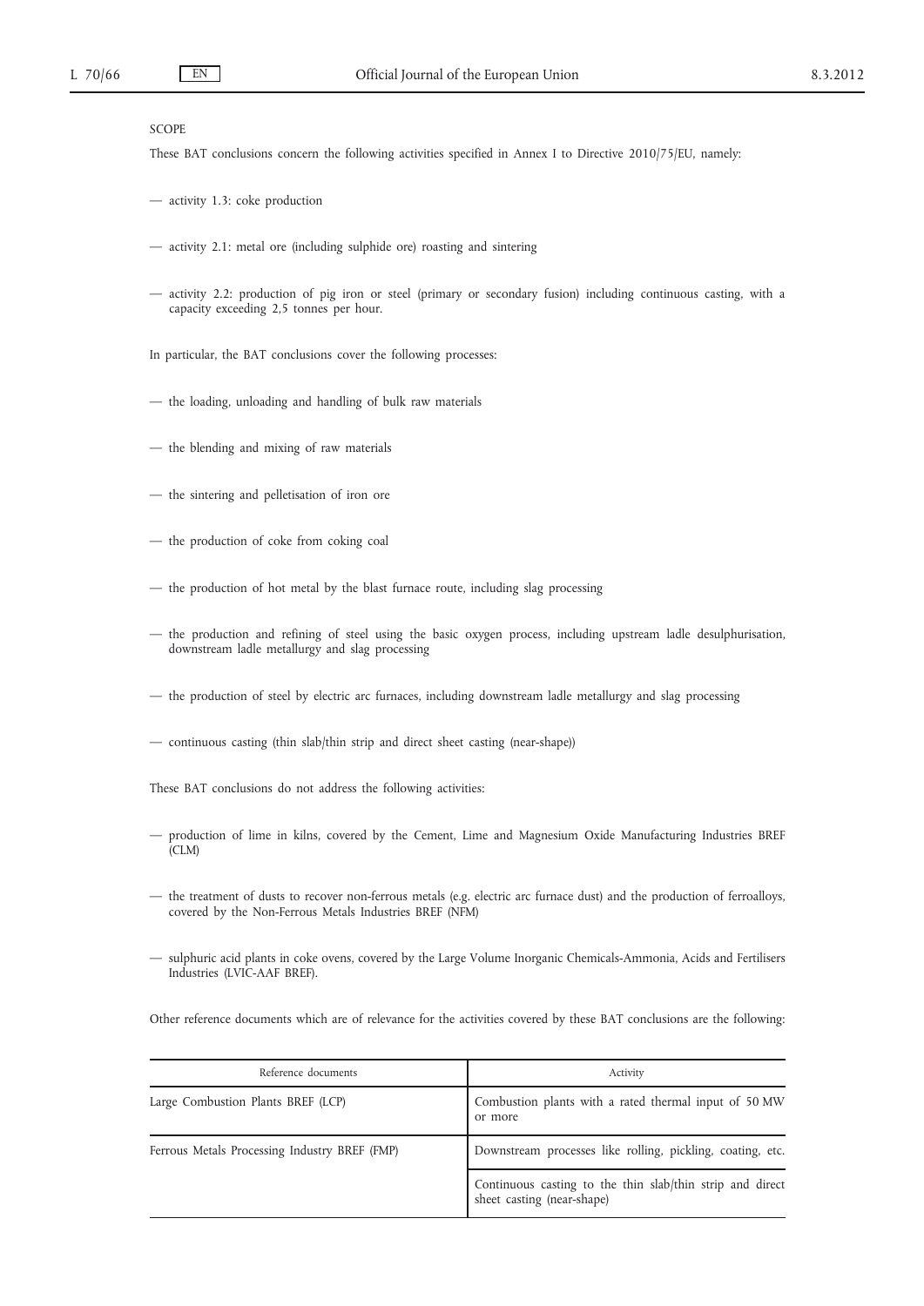## SCOPE

These BAT conclusions concern the following activities specified in Annex I to Directive 2010/75/EU, namely:

— activity 1.3: coke production

— activity 2.1: metal ore (including sulphide ore) roasting and sintering

— activity 2.2: production of pig iron or steel (primary or secondary fusion) including continuous casting, with a capacity exceeding 2,5 tonnes per hour.

In particular, the BAT conclusions cover the following processes:

— the loading, unloading and handling of bulk raw materials

— the blending and mixing of raw materials

— the sintering and pelletisation of iron ore

— the production of coke from coking coal

— the production of hot metal by the blast furnace route, including slag processing

— the production and refining of steel using the basic oxygen process, including upstream ladle desulphurisation, downstream ladle metallurgy and slag processing

— the production of steel by electric arc furnaces, including downstream ladle metallurgy and slag processing

— continuous casting (thin slab/thin strip and direct sheet casting (near-shape))

These BAT conclusions do not address the following activities:

— production of lime in kilns, covered by the Cement, Lime and Magnesium Oxide Manufacturing Industries BREF (CLM)

— the treatment of dusts to recover non-ferrous metals (e.g. electric arc furnace dust) and the production of ferroalloys, covered by the Non-Ferrous Metals Industries BREF (NFM)

— sulphuric acid plants in coke ovens, covered by the Large Volume Inorganic Chemicals-Ammonia, Acids and Fertilisers Industries (LVIC-AAF BREF).

Other reference documents which are of relevance for the activities covered by these BAT conclusions are the following:

| Reference documents | Activity |
|---|---|
| Large Combustion Plants BREF (LCP) | Combustion plants with a rated thermal input of 50 MW or more |
| Ferrous Metals Processing Industry BREF (FMP) | Downstream processes like rolling, pickling, coating, etc. |
| | Continuous casting to the thin slab/thin strip and direct sheet casting (near-shape) |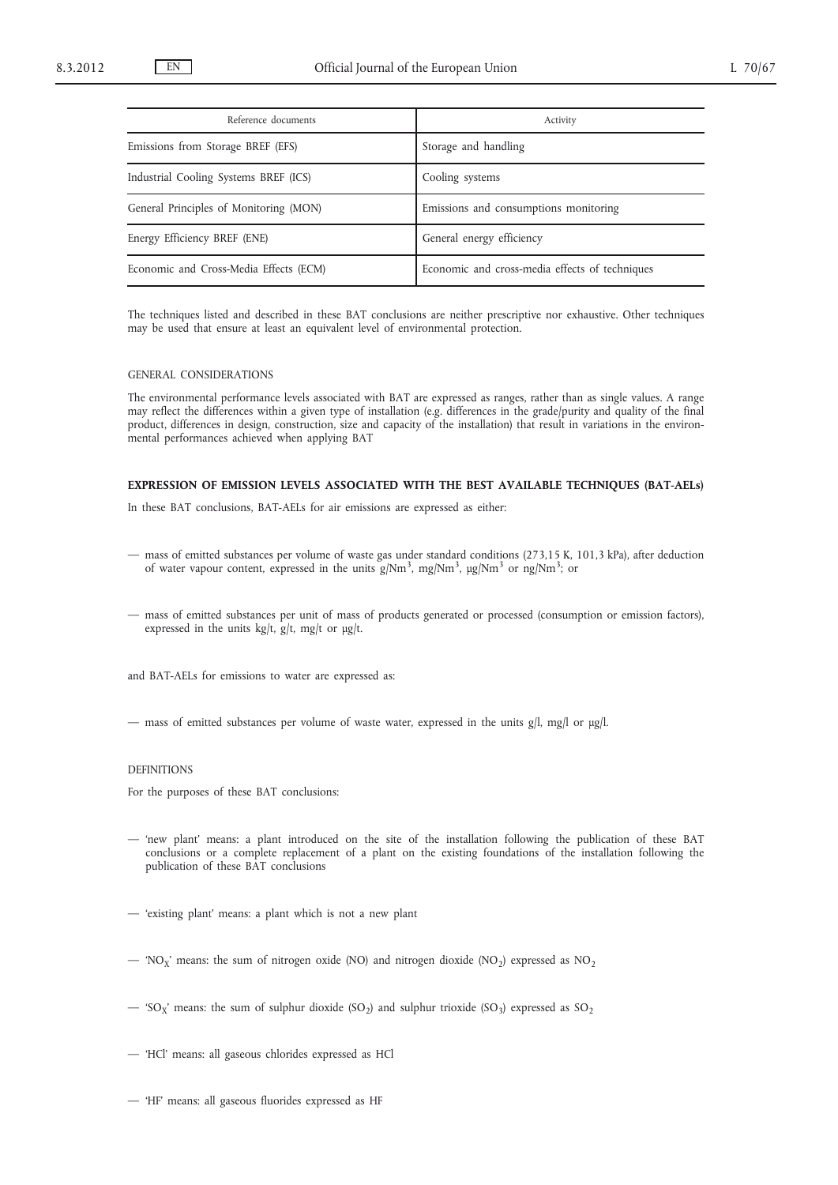| Reference documents | Activity |
| --- | --- |
| Emissions from Storage BREF (EFS) | Storage and handling |
| Industrial Cooling Systems BREF (ICS) | Cooling systems |
| General Principles of Monitoring (MON) | Emissions and consumptions monitoring |
| Energy Efficiency BREF (ENE) | General energy efficiency |
| Economic and Cross-Media Effects (ECM) | Economic and cross-media effects of techniques |

The techniques listed and described in these BAT conclusions are neither prescriptive nor exhaustive. Other techniques may be used that ensure at least an equivalent level of environmental protection.

GENERAL CONSIDERATIONS

The environmental performance levels associated with BAT are expressed as ranges, rather than as single values. A range may reflect the differences within a given type of installation (e.g. differences in the grade/purity and quality of the final product, differences in design, construction, size and capacity of the installation) that result in variations in the environmental performances achieved when applying BAT

**EXPRESSION OF EMISSION LEVELS ASSOCIATED WITH THE BEST AVAILABLE TECHNIQUES (BAT-AELs)**

In these BAT conclusions, BAT-AELs for air emissions are expressed as either:

— mass of emitted substances per volume of waste gas under standard conditions (273,15 K, 101,3 kPa), after deduction of water vapour content, expressed in the units $g/Nm^3$, $mg/Nm^3$, $\mu g/Nm^3$ or $ng/Nm^3$; or

— mass of emitted substances per unit of mass of products generated or processed (consumption or emission factors), expressed in the units kg/t, g/t, mg/t or μg/t.

and BAT-AELs for emissions to water are expressed as:

— mass of emitted substances per volume of waste water, expressed in the units g/l, mg/l or μg/l.

DEFINITIONS

For the purposes of these BAT conclusions:

— 'new plant' means: a plant introduced on the site of the installation following the publication of these BAT conclusions or a complete replacement of a plant on the existing foundations of the installation following the publication of these BAT conclusions

— 'existing plant' means: a plant which is not a new plant

— '$NO_X$' means: the sum of nitrogen oxide (NO) and nitrogen dioxide ($NO_2$) expressed as $NO_2$

— '$SO_X$' means: the sum of sulphur dioxide ($SO_2$) and sulphur trioxide ($SO_3$) expressed as $SO_2$

— 'HCl' means: all gaseous chlorides expressed as HCl

— 'HF' means: all gaseous fluorides expressed as HF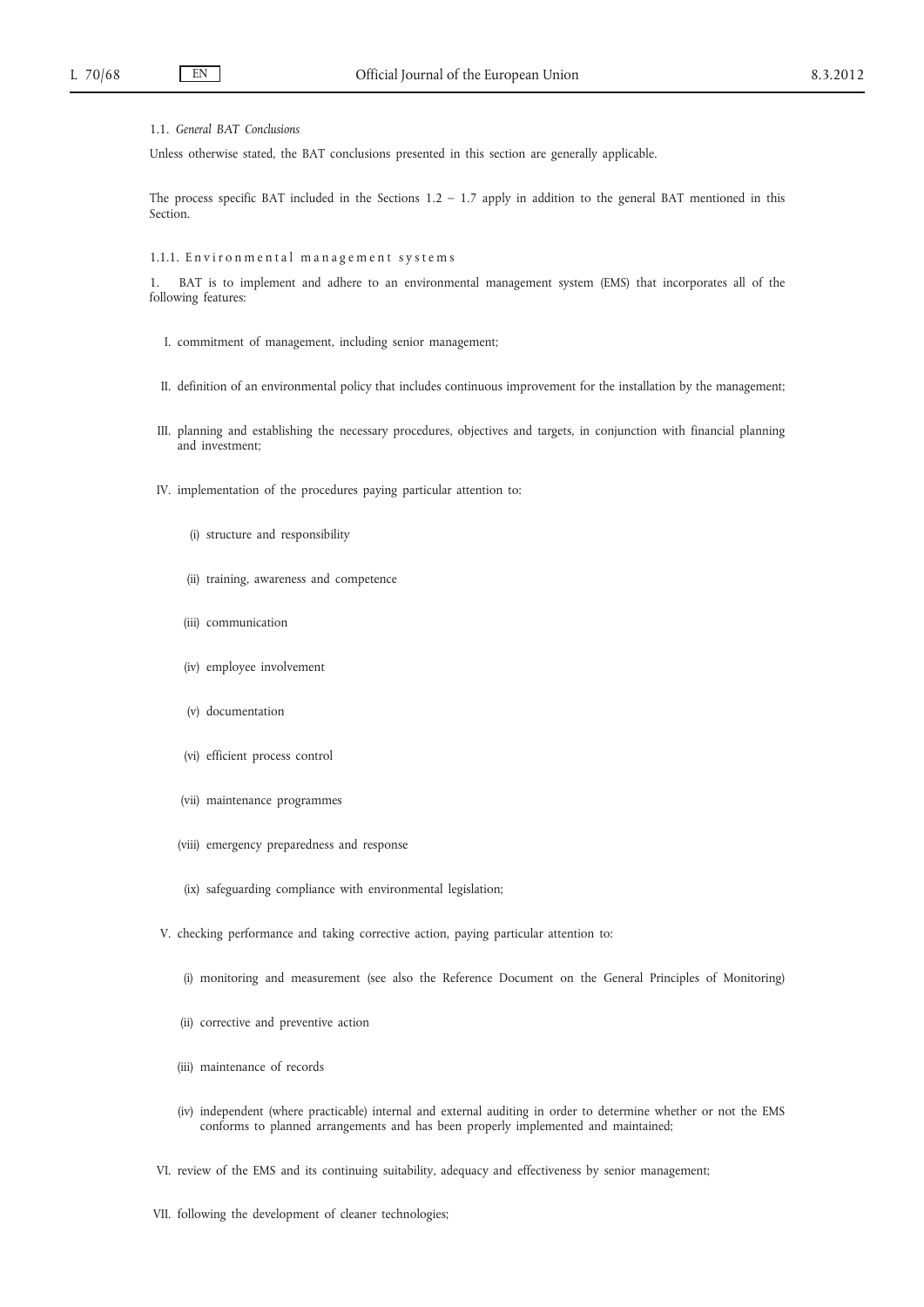### 1.1. *General BAT Conclusions*

Unless otherwise stated, the BAT conclusions presented in this section are generally applicable.

The process specific BAT included in the Sections 1.2 – 1.7 apply in addition to the general BAT mentioned in this Section.

#### 1.1.1. Environmental management systems

1. BAT is to implement and adhere to an environmental management system (EMS) that incorporates all of the following features:

I. commitment of management, including senior management;

II. definition of an environmental policy that includes continuous improvement for the installation by the management;

III. planning and establishing the necessary procedures, objectives and targets, in conjunction with financial planning and investment;

IV. implementation of the procedures paying particular attention to:

- (i) structure and responsibility
- (ii) training, awareness and competence
- (iii) communication
- (iv) employee involvement
- (v) documentation
- (vi) efficient process control
- (vii) maintenance programmes
- (viii) emergency preparedness and response
- (ix) safeguarding compliance with environmental legislation;

V. checking performance and taking corrective action, paying particular attention to:

- (i) monitoring and measurement (see also the Reference Document on the General Principles of Monitoring)
- (ii) corrective and preventive action
- (iii) maintenance of records
- (iv) independent (where practicable) internal and external auditing in order to determine whether or not the EMS conforms to planned arrangements and has been properly implemented and maintained;

VI. review of the EMS and its continuing suitability, adequacy and effectiveness by senior management;

VII. following the development of cleaner technologies;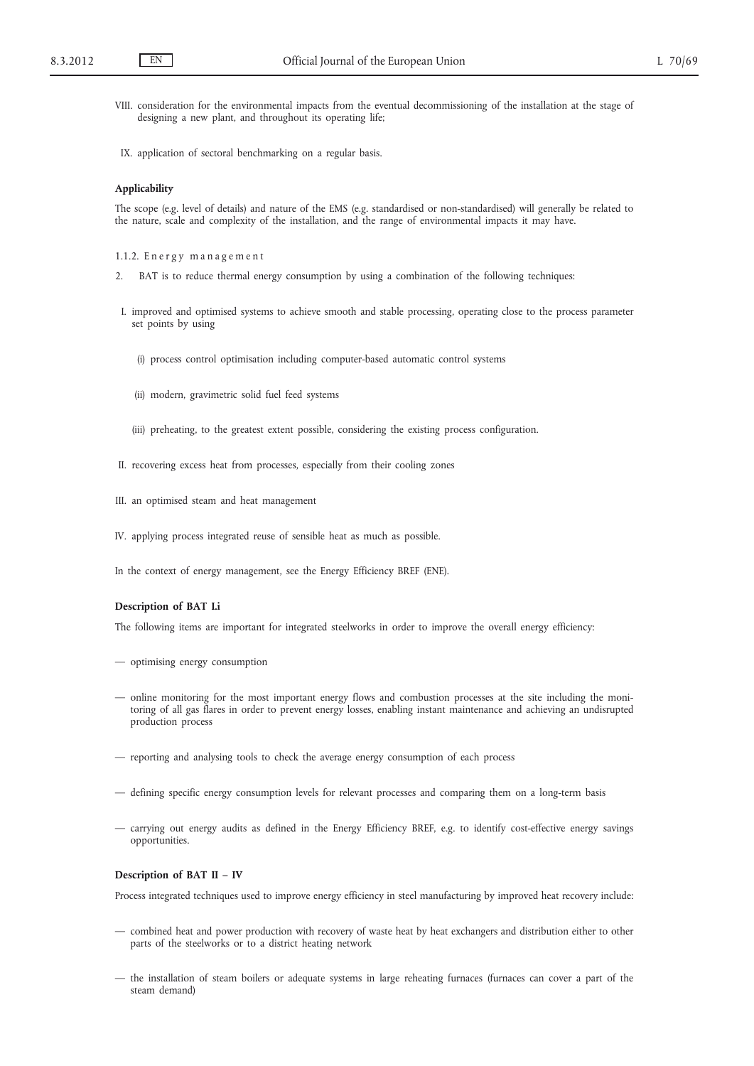VIII. consideration for the environmental impacts from the eventual decommissioning of the installation at the stage of designing a new plant, and throughout its operating life;

IX. application of sectoral benchmarking on a regular basis.

**Applicability**

The scope (e.g. level of details) and nature of the EMS (e.g. standardised or non-standardised) will generally be related to the nature, scale and complexity of the installation, and the range of environmental impacts it may have.

1.1.2. Energy management

2. BAT is to reduce thermal energy consumption by using a combination of the following techniques:

I. improved and optimised systems to achieve smooth and stable processing, operating close to the process parameter set points by using

(i) process control optimisation including computer-based automatic control systems

(ii) modern, gravimetric solid fuel feed systems

(iii) preheating, to the greatest extent possible, considering the existing process configuration.

II. recovering excess heat from processes, especially from their cooling zones

III. an optimised steam and heat management

IV. applying process integrated reuse of sensible heat as much as possible.

In the context of energy management, see the Energy Efficiency BREF (ENE).

**Description of BAT I.i**

The following items are important for integrated steelworks in order to improve the overall energy efficiency:

— optimising energy consumption

— online monitoring for the most important energy flows and combustion processes at the site including the monitoring of all gas flares in order to prevent energy losses, enabling instant maintenance and achieving an undisrupted production process

— reporting and analysing tools to check the average energy consumption of each process

— defining specific energy consumption levels for relevant processes and comparing them on a long-term basis

— carrying out energy audits as defined in the Energy Efficiency BREF, e.g. to identify cost-effective energy savings opportunities.

**Description of BAT II – IV**

Process integrated techniques used to improve energy efficiency in steel manufacturing by improved heat recovery include:

— combined heat and power production with recovery of waste heat by heat exchangers and distribution either to other parts of the steelworks or to a district heating network

— the installation of steam boilers or adequate systems in large reheating furnaces (furnaces can cover a part of the steam demand)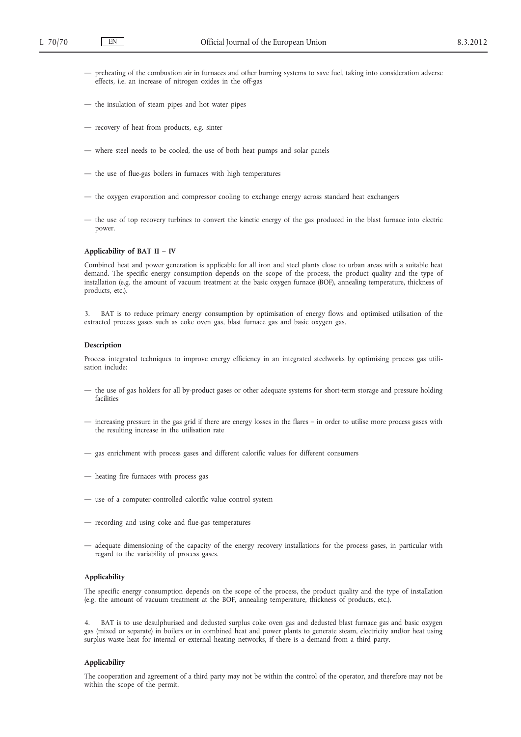- preheating of the combustion air in furnaces and other burning systems to save fuel, taking into consideration adverse effects, i.e. an increase of nitrogen oxides in the off-gas
- the insulation of steam pipes and hot water pipes
- recovery of heat from products, e.g. sinter
- where steel needs to be cooled, the use of both heat pumps and solar panels
- the use of flue-gas boilers in furnaces with high temperatures
- the oxygen evaporation and compressor cooling to exchange energy across standard heat exchangers
- the use of top recovery turbines to convert the kinetic energy of the gas produced in the blast furnace into electric power.

**Applicability of BAT II – IV**

Combined heat and power generation is applicable for all iron and steel plants close to urban areas with a suitable heat demand. The specific energy consumption depends on the scope of the process, the product quality and the type of installation (e.g. the amount of vacuum treatment at the basic oxygen furnace (BOF), annealing temperature, thickness of products, etc.).

3. BAT is to reduce primary energy consumption by optimisation of energy flows and optimised utilisation of the extracted process gases such as coke oven gas, blast furnace gas and basic oxygen gas.

**Description**

Process integrated techniques to improve energy efficiency in an integrated steelworks by optimising process gas utilisation include:

- the use of gas holders for all by-product gases or other adequate systems for short-term storage and pressure holding facilities
- increasing pressure in the gas grid if there are energy losses in the flares – in order to utilise more process gases with the resulting increase in the utilisation rate
- gas enrichment with process gases and different calorific values for different consumers
- heating fire furnaces with process gas
- use of a computer-controlled calorific value control system
- recording and using coke and flue-gas temperatures
- adequate dimensioning of the capacity of the energy recovery installations for the process gases, in particular with regard to the variability of process gases.

**Applicability**

The specific energy consumption depends on the scope of the process, the product quality and the type of installation (e.g. the amount of vacuum treatment at the BOF, annealing temperature, thickness of products, etc.).

4. BAT is to use desulphurised and dedusted surplus coke oven gas and dedusted blast furnace gas and basic oxygen gas (mixed or separate) in boilers or in combined heat and power plants to generate steam, electricity and/or heat using surplus waste heat for internal or external heating networks, if there is a demand from a third party.

**Applicability**

The cooperation and agreement of a third party may not be within the control of the operator, and therefore may not be within the scope of the permit.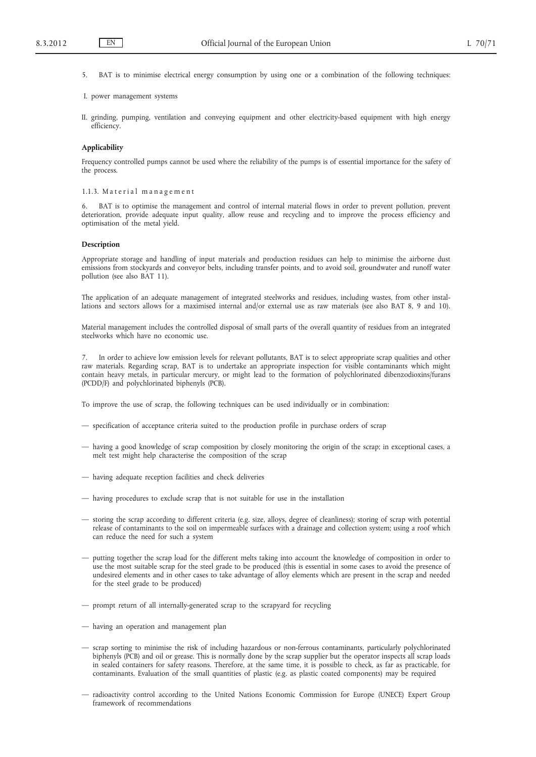5. BAT is to minimise electrical energy consumption by using one or a combination of the following techniques:

I. power management systems

II. grinding, pumping, ventilation and conveying equipment and other electricity-based equipment with high energy efficiency.

**Applicability**

Frequency controlled pumps cannot be used where the reliability of the pumps is of essential importance for the safety of the process.

### 1.1.3. Material management

6. BAT is to optimise the management and control of internal material flows in order to prevent pollution, prevent deterioration, provide adequate input quality, allow reuse and recycling and to improve the process efficiency and optimisation of the metal yield.

**Description**

Appropriate storage and handling of input materials and production residues can help to minimise the airborne dust emissions from stockyards and conveyor belts, including transfer points, and to avoid soil, groundwater and runoff water pollution (see also BAT 11).

The application of an adequate management of integrated steelworks and residues, including wastes, from other installations and sectors allows for a maximised internal and/or external use as raw materials (see also BAT 8, 9 and 10).

Material management includes the controlled disposal of small parts of the overall quantity of residues from an integrated steelworks which have no economic use.

7. In order to achieve low emission levels for relevant pollutants, BAT is to select appropriate scrap qualities and other raw materials. Regarding scrap, BAT is to undertake an appropriate inspection for visible contaminants which might contain heavy metals, in particular mercury, or might lead to the formation of polychlorinated dibenzodioxins/furans (PCDD/F) and polychlorinated biphenyls (PCB).

To improve the use of scrap, the following techniques can be used individually or in combination:

— specification of acceptance criteria suited to the production profile in purchase orders of scrap

— having a good knowledge of scrap composition by closely monitoring the origin of the scrap; in exceptional cases, a melt test might help characterise the composition of the scrap

— having adequate reception facilities and check deliveries

— having procedures to exclude scrap that is not suitable for use in the installation

— storing the scrap according to different criteria (e.g. size, alloys, degree of cleanliness); storing of scrap with potential release of contaminants to the soil on impermeable surfaces with a drainage and collection system; using a roof which can reduce the need for such a system

— putting together the scrap load for the different melts taking into account the knowledge of composition in order to use the most suitable scrap for the steel grade to be produced (this is essential in some cases to avoid the presence of undesired elements and in other cases to take advantage of alloy elements which are present in the scrap and needed for the steel grade to be produced)

— prompt return of all internally-generated scrap to the scrapyard for recycling

— having an operation and management plan

— scrap sorting to minimise the risk of including hazardous or non-ferrous contaminants, particularly polychlorinated biphenyls (PCB) and oil or grease. This is normally done by the scrap supplier but the operator inspects all scrap loads in sealed containers for safety reasons. Therefore, at the same time, it is possible to check, as far as practicable, for contaminants. Evaluation of the small quantities of plastic (e.g. as plastic coated components) may be required

— radioactivity control according to the United Nations Economic Commission for Europe (UNECE) Expert Group framework of recommendations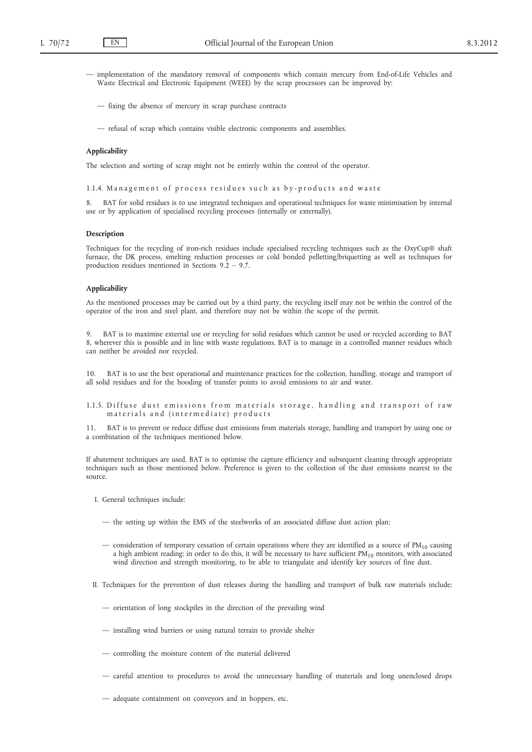— implementation of the mandatory removal of components which contain mercury from End-of-Life Vehicles and Waste Electrical and Electronic Equipment (WEEE) by the scrap processors can be improved by:

— fixing the absence of mercury in scrap purchase contracts

— refusal of scrap which contains visible electronic components and assemblies.

**Applicability**

The selection and sorting of scrap might not be entirely within the control of the operator.

### 1.1.4. Management of process residues such as by-products and waste

8. BAT for solid residues is to use integrated techniques and operational techniques for waste minimisation by internal use or by application of specialised recycling processes (internally or externally).

**Description**

Techniques for the recycling of iron-rich residues include specialised recycling techniques such as the OxyCup® shaft furnace, the DK process, smelting reduction processes or cold bonded pelletting/briquetting as well as techniques for production residues mentioned in Sections 9.2 – 9.7.

**Applicability**

As the mentioned processes may be carried out by a third party, the recycling itself may not be within the control of the operator of the iron and steel plant, and therefore may not be within the scope of the permit.

9. BAT is to maximise external use or recycling for solid residues which cannot be used or recycled according to BAT 8, wherever this is possible and in line with waste regulations. BAT is to manage in a controlled manner residues which can neither be avoided nor recycled.

10. BAT is to use the best operational and maintenance practices for the collection, handling, storage and transport of all solid residues and for the hooding of transfer points to avoid emissions to air and water.

### 1.1.5. Diffuse dust emissions from materials storage, handling and transport of raw materials and (intermediate) products

11. BAT is to prevent or reduce diffuse dust emissions from materials storage, handling and transport by using one or a combination of the techniques mentioned below.

If abatement techniques are used, BAT is to optimise the capture efficiency and subsequent cleaning through appropriate techniques such as those mentioned below. Preference is given to the collection of the dust emissions nearest to the source.

I. General techniques include:

— the setting up within the EMS of the steelworks of an associated diffuse dust action plan;

— consideration of temporary cessation of certain operations where they are identified as a source of $PM_{10}$ causing a high ambient reading; in order to do this, it will be necessary to have sufficient $PM_{10}$ monitors, with associated wind direction and strength monitoring, to be able to triangulate and identify key sources of fine dust.

II. Techniques for the prevention of dust releases during the handling and transport of bulk raw materials include:

— orientation of long stockpiles in the direction of the prevailing wind

— installing wind barriers or using natural terrain to provide shelter

— controlling the moisture content of the material delivered

— careful attention to procedures to avoid the unnecessary handling of materials and long unenclosed drops

— adequate containment on conveyors and in hoppers, etc.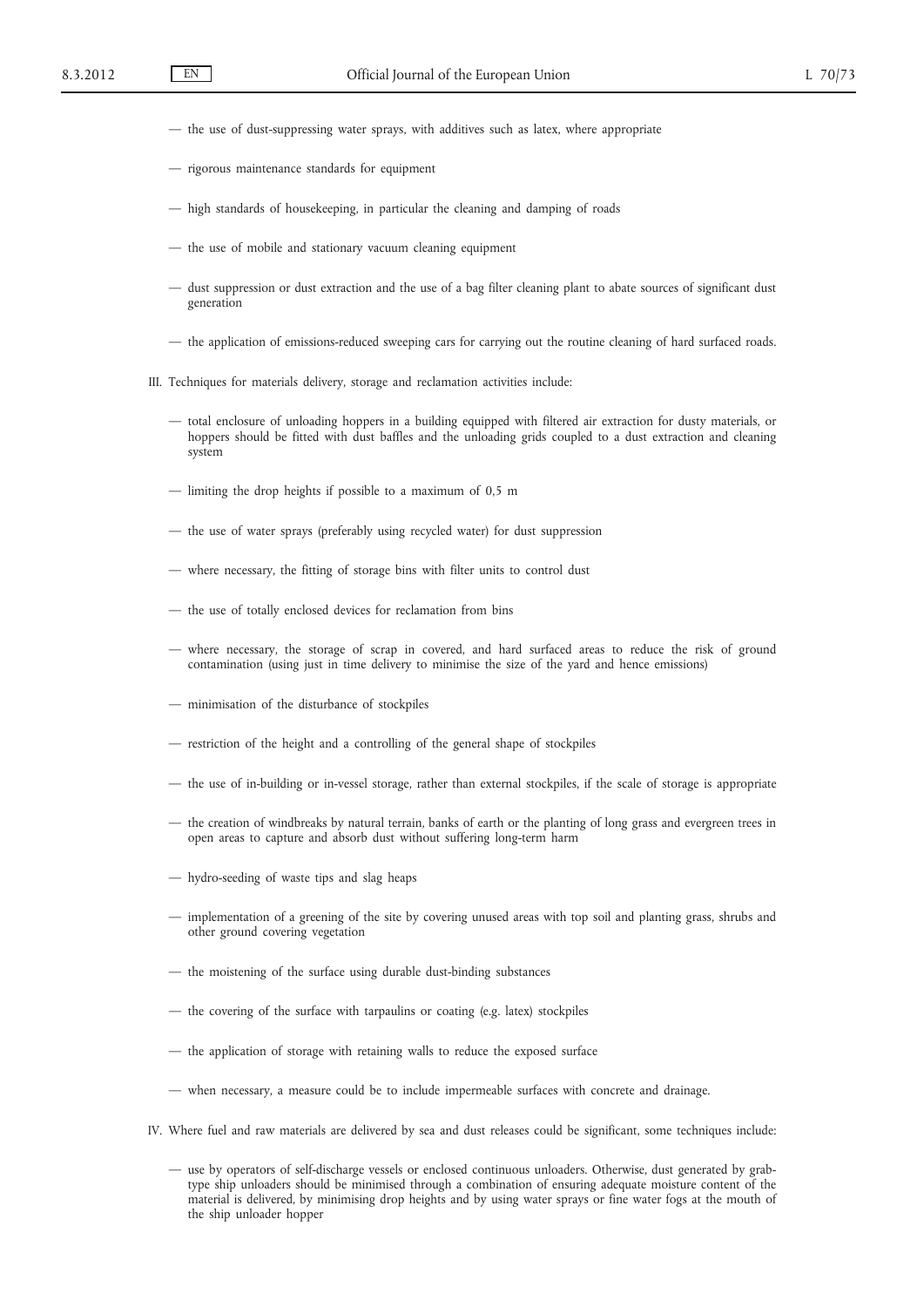— the use of dust-suppressing water sprays, with additives such as latex, where appropriate

— rigorous maintenance standards for equipment

— high standards of housekeeping, in particular the cleaning and damping of roads

— the use of mobile and stationary vacuum cleaning equipment

— dust suppression or dust extraction and the use of a bag filter cleaning plant to abate sources of significant dust generation

— the application of emissions-reduced sweeping cars for carrying out the routine cleaning of hard surfaced roads.

III. Techniques for materials delivery, storage and reclamation activities include:

— total enclosure of unloading hoppers in a building equipped with filtered air extraction for dusty materials, or hoppers should be fitted with dust baffles and the unloading grids coupled to a dust extraction and cleaning system

— limiting the drop heights if possible to a maximum of 0,5 m

— the use of water sprays (preferably using recycled water) for dust suppression

— where necessary, the fitting of storage bins with filter units to control dust

— the use of totally enclosed devices for reclamation from bins

— where necessary, the storage of scrap in covered, and hard surfaced areas to reduce the risk of ground contamination (using just in time delivery to minimise the size of the yard and hence emissions)

— minimisation of the disturbance of stockpiles

— restriction of the height and a controlling of the general shape of stockpiles

— the use of in-building or in-vessel storage, rather than external stockpiles, if the scale of storage is appropriate

— the creation of windbreaks by natural terrain, banks of earth or the planting of long grass and evergreen trees in open areas to capture and absorb dust without suffering long-term harm

— hydro-seeding of waste tips and slag heaps

— implementation of a greening of the site by covering unused areas with top soil and planting grass, shrubs and other ground covering vegetation

— the moistening of the surface using durable dust-binding substances

— the covering of the surface with tarpaulins or coating (e.g. latex) stockpiles

— the application of storage with retaining walls to reduce the exposed surface

— when necessary, a measure could be to include impermeable surfaces with concrete and drainage.

IV. Where fuel and raw materials are delivered by sea and dust releases could be significant, some techniques include:

— use by operators of self-discharge vessels or enclosed continuous unloaders. Otherwise, dust generated by grab-type ship unloaders should be minimised through a combination of ensuring adequate moisture content of the material is delivered, by minimising drop heights and by using water sprays or fine water fogs at the mouth of the ship unloader hopper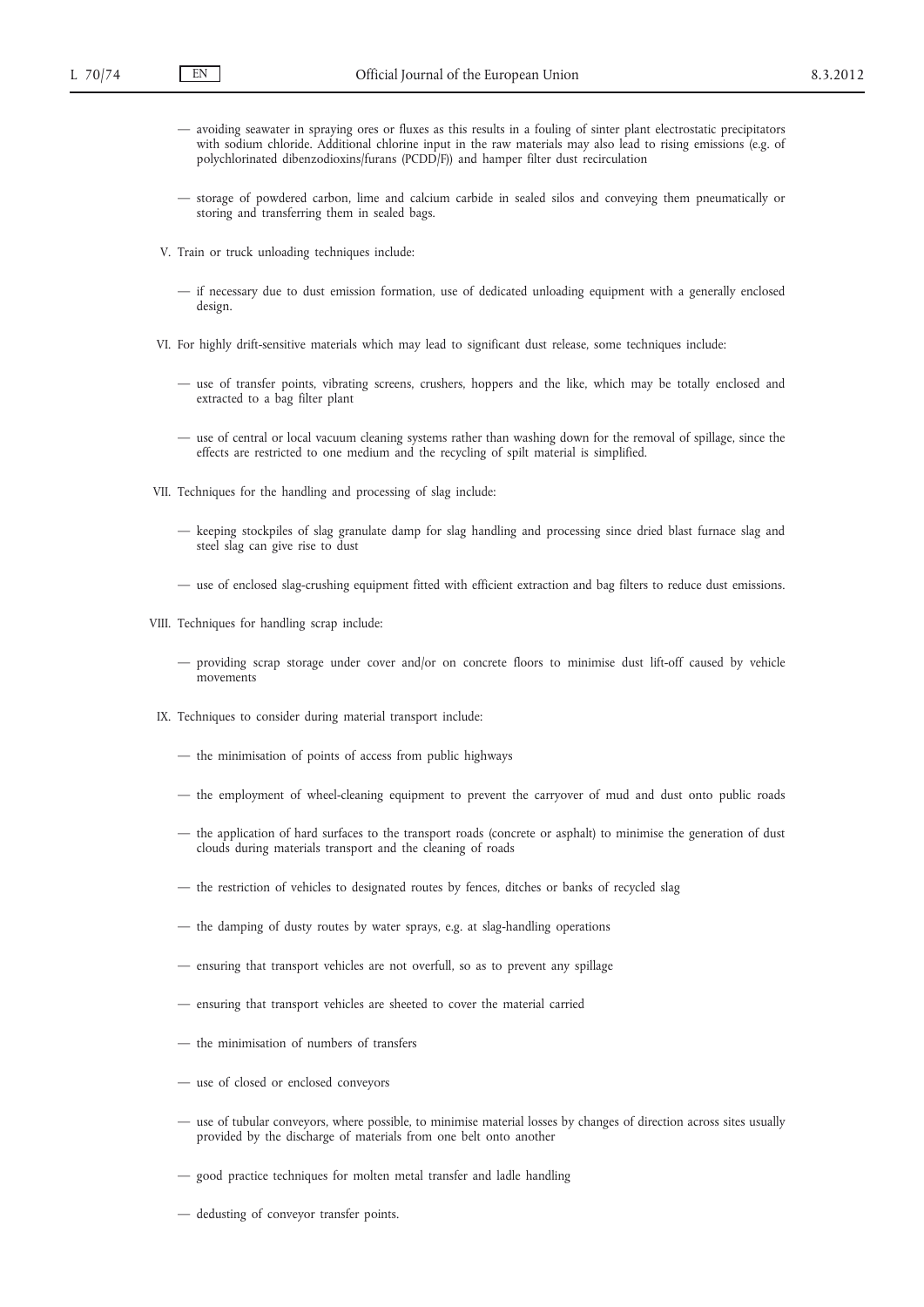— avoiding seawater in spraying ores or fluxes as this results in a fouling of sinter plant electrostatic precipitators with sodium chloride. Additional chlorine input in the raw materials may also lead to rising emissions (e.g. of polychlorinated dibenzodioxins/furans (PCDD/F)) and hamper filter dust recirculation

— storage of powdered carbon, lime and calcium carbide in sealed silos and conveying them pneumatically or storing and transferring them in sealed bags.

V. Train or truck unloading techniques include:

— if necessary due to dust emission formation, use of dedicated unloading equipment with a generally enclosed design.

VI. For highly drift-sensitive materials which may lead to significant dust release, some techniques include:

— use of transfer points, vibrating screens, crushers, hoppers and the like, which may be totally enclosed and extracted to a bag filter plant

— use of central or local vacuum cleaning systems rather than washing down for the removal of spillage, since the effects are restricted to one medium and the recycling of spilt material is simplified.

VII. Techniques for the handling and processing of slag include:

— keeping stockpiles of slag granulate damp for slag handling and processing since dried blast furnace slag and steel slag can give rise to dust

— use of enclosed slag-crushing equipment fitted with efficient extraction and bag filters to reduce dust emissions.

VIII. Techniques for handling scrap include:

— providing scrap storage under cover and/or on concrete floors to minimise dust lift-off caused by vehicle movements

IX. Techniques to consider during material transport include:

— the minimisation of points of access from public highways

— the employment of wheel-cleaning equipment to prevent the carryover of mud and dust onto public roads

— the application of hard surfaces to the transport roads (concrete or asphalt) to minimise the generation of dust clouds during materials transport and the cleaning of roads

— the restriction of vehicles to designated routes by fences, ditches or banks of recycled slag

— the damping of dusty routes by water sprays, e.g. at slag-handling operations

— ensuring that transport vehicles are not overfull, so as to prevent any spillage

— ensuring that transport vehicles are sheeted to cover the material carried

— the minimisation of numbers of transfers

— use of closed or enclosed conveyors

— use of tubular conveyors, where possible, to minimise material losses by changes of direction across sites usually provided by the discharge of materials from one belt onto another

— good practice techniques for molten metal transfer and ladle handling

— dedusting of conveyor transfer points.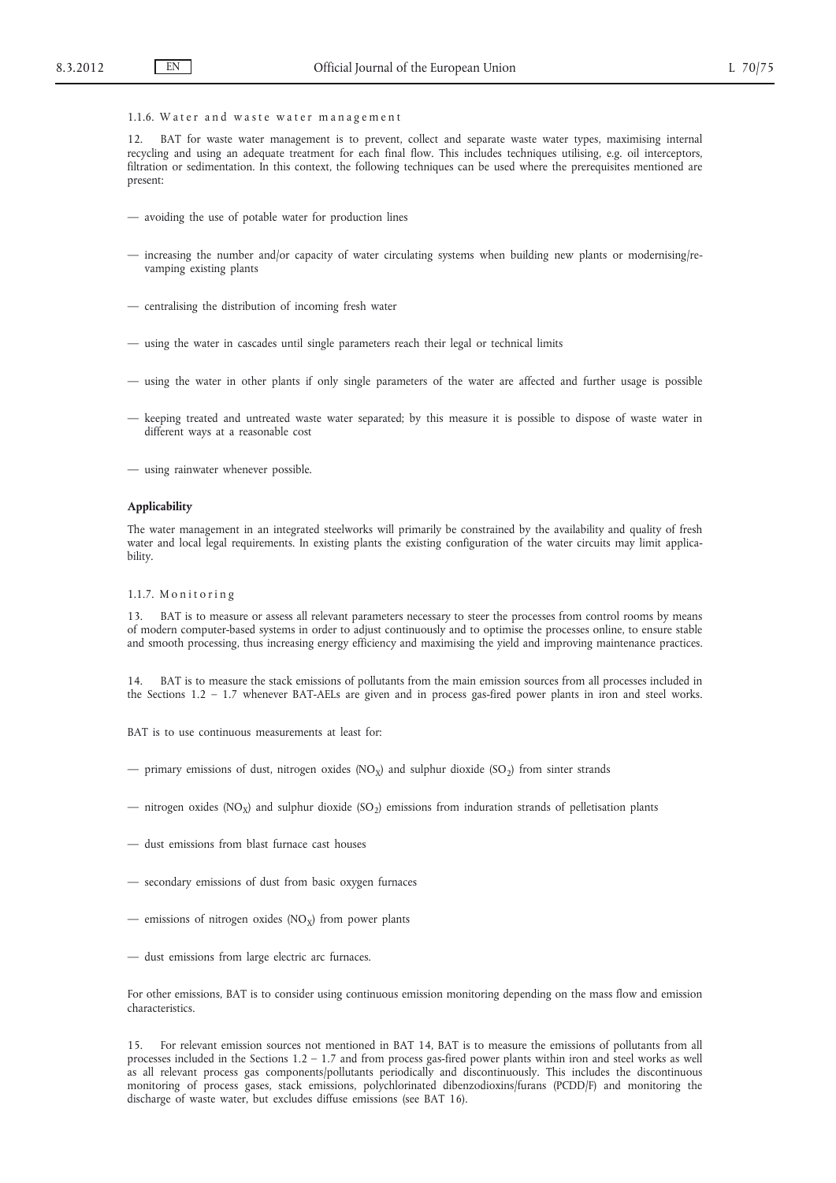#### 1.1.6. Water and waste water management

12. BAT for waste water management is to prevent, collect and separate waste water types, maximising internal recycling and using an adequate treatment for each final flow. This includes techniques utilising, e.g. oil interceptors, filtration or sedimentation. In this context, the following techniques can be used where the prerequisites mentioned are present:

— avoiding the use of potable water for production lines

— increasing the number and/or capacity of water circulating systems when building new plants or modernising/revamping existing plants

— centralising the distribution of incoming fresh water

— using the water in cascades until single parameters reach their legal or technical limits

— using the water in other plants if only single parameters of the water are affected and further usage is possible

— keeping treated and untreated waste water separated; by this measure it is possible to dispose of waste water in different ways at a reasonable cost

— using rainwater whenever possible.

**Applicability**

The water management in an integrated steelworks will primarily be constrained by the availability and quality of fresh water and local legal requirements. In existing plants the existing configuration of the water circuits may limit applicability.

#### 1.1.7. Monitoring

13. BAT is to measure or assess all relevant parameters necessary to steer the processes from control rooms by means of modern computer-based systems in order to adjust continuously and to optimise the processes online, to ensure stable and smooth processing, thus increasing energy efficiency and maximising the yield and improving maintenance practices.

14. BAT is to measure the stack emissions of pollutants from the main emission sources from all processes included in the Sections 1.2 – 1.7 whenever BAT-AELs are given and in process gas-fired power plants in iron and steel works.

BAT is to use continuous measurements at least for:

— primary emissions of dust, nitrogen oxides ($NO_X$) and sulphur dioxide ($SO_2$) from sinter strands

— nitrogen oxides ($NO_X$) and sulphur dioxide ($SO_2$) emissions from induration strands of pelletisation plants

— dust emissions from blast furnace cast houses

— secondary emissions of dust from basic oxygen furnaces

— emissions of nitrogen oxides ($NO_X$) from power plants

— dust emissions from large electric arc furnaces.

For other emissions, BAT is to consider using continuous emission monitoring depending on the mass flow and emission characteristics.

15. For relevant emission sources not mentioned in BAT 14, BAT is to measure the emissions of pollutants from all processes included in the Sections 1.2 – 1.7 and from process gas-fired power plants within iron and steel works as well as all relevant process gas components/pollutants periodically and discontinuously. This includes the discontinuous monitoring of process gases, stack emissions, polychlorinated dibenzodioxins/furans (PCDD/F) and monitoring the discharge of waste water, but excludes diffuse emissions (see BAT 16).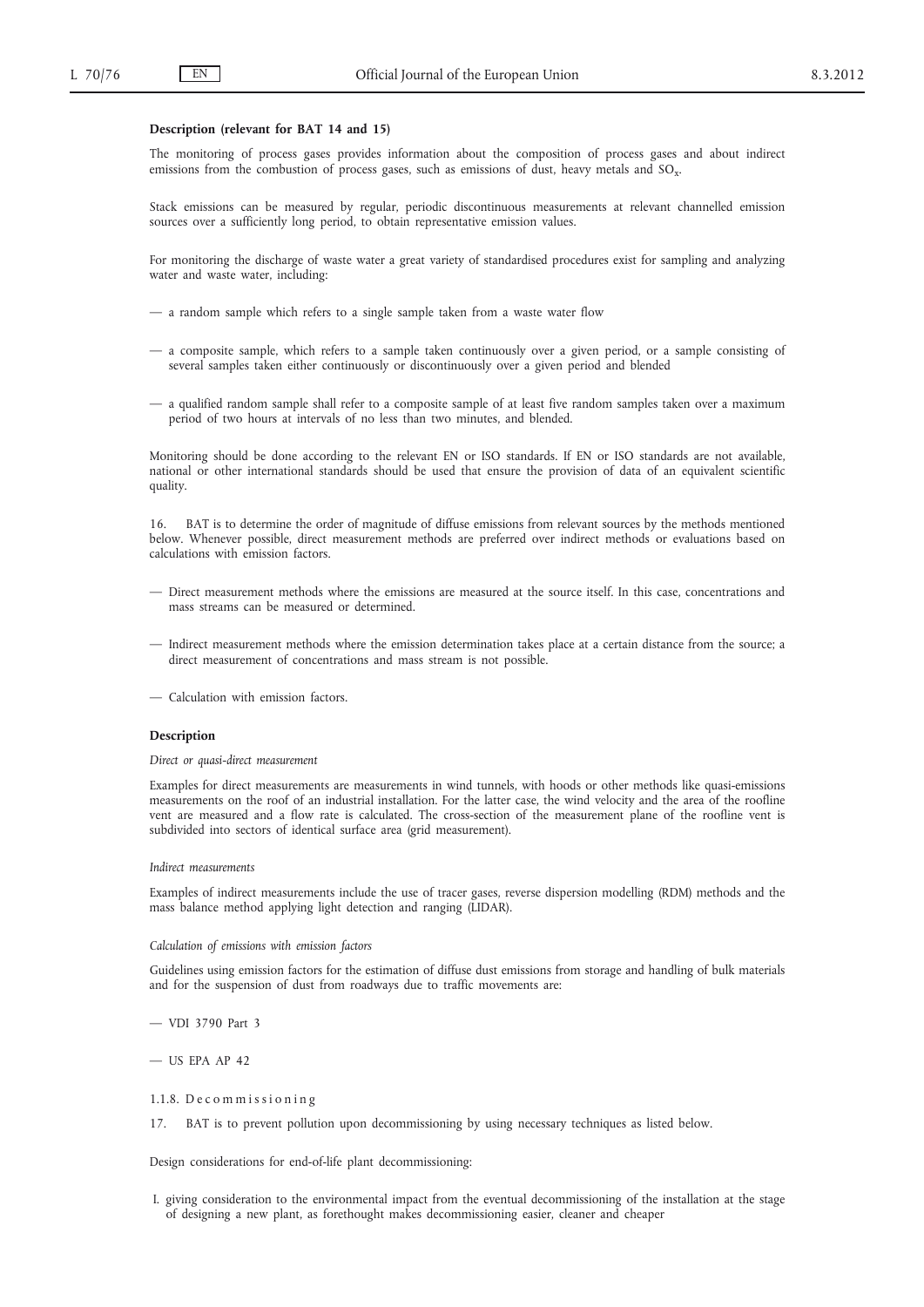**Description (relevant for BAT 14 and 15)**

The monitoring of process gases provides information about the composition of process gases and about indirect emissions from the combustion of process gases, such as emissions of dust, heavy metals and $SO_x$.

Stack emissions can be measured by regular, periodic discontinuous measurements at relevant channelled emission sources over a sufficiently long period, to obtain representative emission values.

For monitoring the discharge of waste water a great variety of standardised procedures exist for sampling and analyzing water and waste water, including:

— a random sample which refers to a single sample taken from a waste water flow

— a composite sample, which refers to a sample taken continuously over a given period, or a sample consisting of several samples taken either continuously or discontinuously over a given period and blended

— a qualified random sample shall refer to a composite sample of at least five random samples taken over a maximum period of two hours at intervals of no less than two minutes, and blended.

Monitoring should be done according to the relevant EN or ISO standards. If EN or ISO standards are not available, national or other international standards should be used that ensure the provision of data of an equivalent scientific quality.

16. BAT is to determine the order of magnitude of diffuse emissions from relevant sources by the methods mentioned below. Whenever possible, direct measurement methods are preferred over indirect methods or evaluations based on calculations with emission factors.

— Direct measurement methods where the emissions are measured at the source itself. In this case, concentrations and mass streams can be measured or determined.

— Indirect measurement methods where the emission determination takes place at a certain distance from the source; a direct measurement of concentrations and mass stream is not possible.

— Calculation with emission factors.

**Description**

*Direct or quasi-direct measurement*

Examples for direct measurements are measurements in wind tunnels, with hoods or other methods like quasi-emissions measurements on the roof of an industrial installation. For the latter case, the wind velocity and the area of the roofline vent are measured and a flow rate is calculated. The cross-section of the measurement plane of the roofline vent is subdivided into sectors of identical surface area (grid measurement).

*Indirect measurements*

Examples of indirect measurements include the use of tracer gases, reverse dispersion modelling (RDM) methods and the mass balance method applying light detection and ranging (LIDAR).

*Calculation of emissions with emission factors*

Guidelines using emission factors for the estimation of diffuse dust emissions from storage and handling of bulk materials and for the suspension of dust from roadways due to traffic movements are:

— VDI 3790 Part 3

— US EPA AP 42

1.1.8. Decommissioning

17. BAT is to prevent pollution upon decommissioning by using necessary techniques as listed below.

Design considerations for end-of-life plant decommissioning:

I. giving consideration to the environmental impact from the eventual decommissioning of the installation at the stage of designing a new plant, as forethought makes decommissioning easier, cleaner and cheaper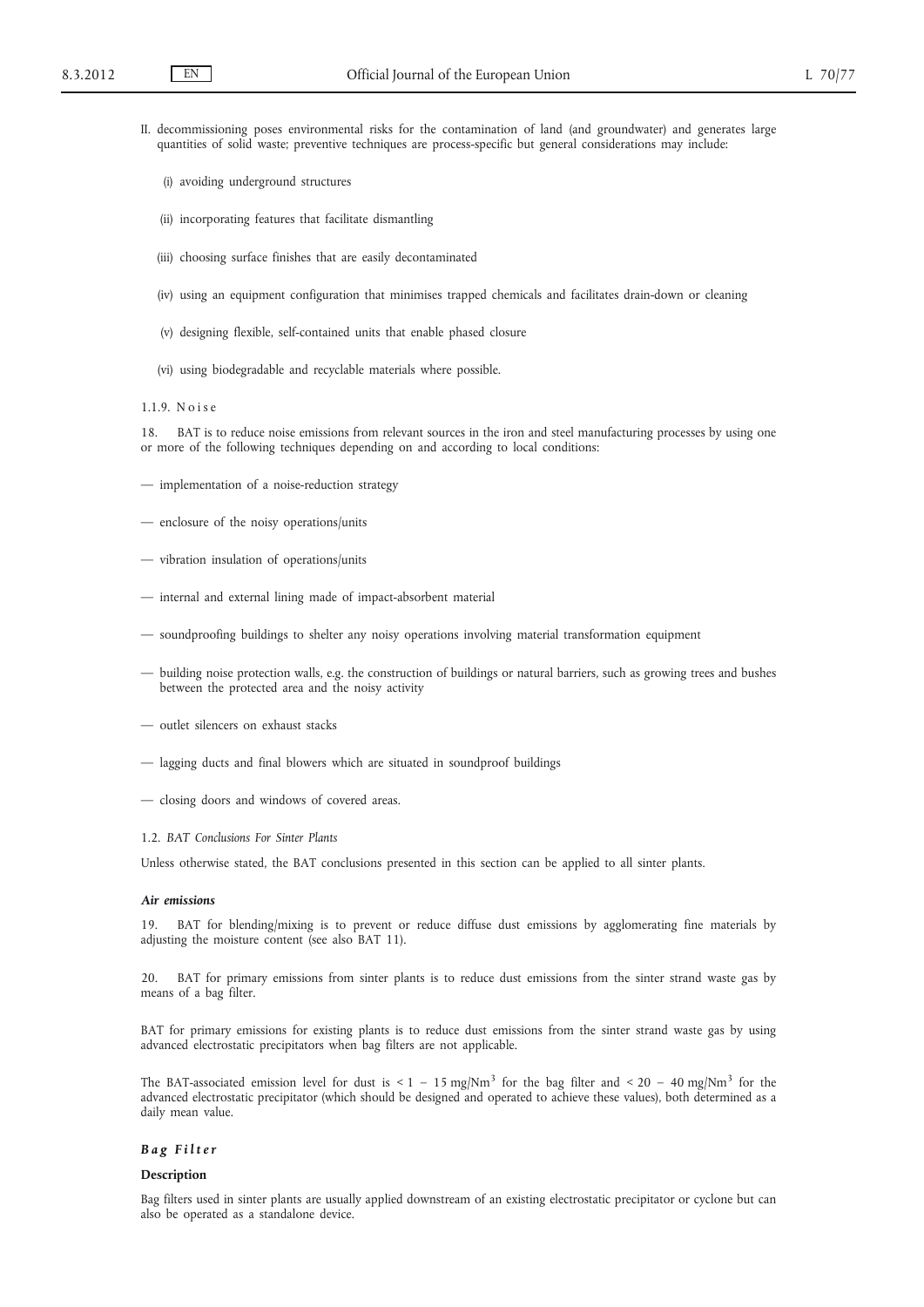II. decommissioning poses environmental risks for the contamination of land (and groundwater) and generates large quantities of solid waste; preventive techniques are process-specific but general considerations may include:

(i) avoiding underground structures

(ii) incorporating features that facilitate dismantling

(iii) choosing surface finishes that are easily decontaminated

(iv) using an equipment configuration that minimises trapped chemicals and facilitates drain-down or cleaning

(v) designing flexible, self-contained units that enable phased closure

(vi) using biodegradable and recyclable materials where possible.

1.1.9. Noise

18. BAT is to reduce noise emissions from relevant sources in the iron and steel manufacturing processes by using one or more of the following techniques depending on and according to local conditions:

— implementation of a noise-reduction strategy

— enclosure of the noisy operations/units

— vibration insulation of operations/units

— internal and external lining made of impact-absorbent material

— soundproofing buildings to shelter any noisy operations involving material transformation equipment

— building noise protection walls, e.g. the construction of buildings or natural barriers, such as growing trees and bushes between the protected area and the noisy activity

— outlet silencers on exhaust stacks

— lagging ducts and final blowers which are situated in soundproof buildings

— closing doors and windows of covered areas.

1.2. *BAT Conclusions For Sinter Plants*

Unless otherwise stated, the BAT conclusions presented in this section can be applied to all sinter plants.

***Air emissions***

19. BAT for blending/mixing is to prevent or reduce diffuse dust emissions by agglomerating fine materials by adjusting the moisture content (see also BAT 11).

20. BAT for primary emissions from sinter plants is to reduce dust emissions from the sinter strand waste gas by means of a bag filter.

BAT for primary emissions for existing plants is to reduce dust emissions from the sinter strand waste gas by using advanced electrostatic precipitators when bag filters are not applicable.

The BAT-associated emission level for dust is < 1 – 15 mg/Nm$^3$ for the bag filter and < 20 – 40 mg/Nm$^3$ for the advanced electrostatic precipitator (which should be designed and operated to achieve these values), both determined as a daily mean value.

***Bag Filter***

**Description**

Bag filters used in sinter plants are usually applied downstream of an existing electrostatic precipitator or cyclone but can also be operated as a standalone device.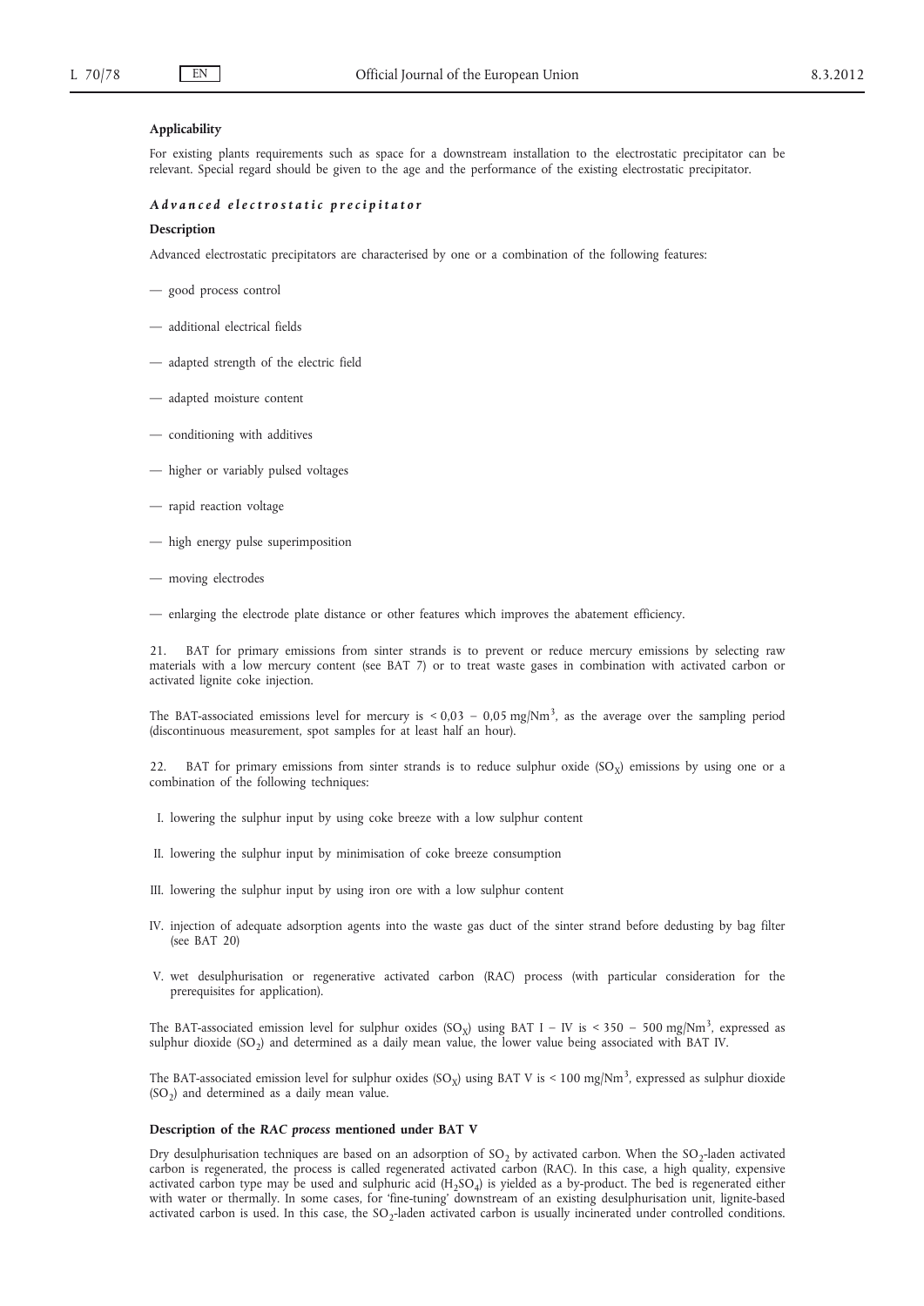**Applicability**

For existing plants requirements such as space for a downstream installation to the electrostatic precipitator can be relevant. Special regard should be given to the age and the performance of the existing electrostatic precipitator.

***Advanced electrostatic precipitator***

**Description**

Advanced electrostatic precipitators are characterised by one or a combination of the following features:

— good process control

— additional electrical fields

— adapted strength of the electric field

— adapted moisture content

— conditioning with additives

— higher or variably pulsed voltages

— rapid reaction voltage

— high energy pulse superimposition

— moving electrodes

— enlarging the electrode plate distance or other features which improves the abatement efficiency.

21. BAT for primary emissions from sinter strands is to prevent or reduce mercury emissions by selecting raw materials with a low mercury content (see BAT 7) or to treat waste gases in combination with activated carbon or activated lignite coke injection.

The BAT-associated emissions level for mercury is < 0,03 – 0,05 mg/Nm$^3$, as the average over the sampling period (discontinuous measurement, spot samples for at least half an hour).

22. BAT for primary emissions from sinter strands is to reduce sulphur oxide ($SO_X$) emissions by using one or a combination of the following techniques:

I. lowering the sulphur input by using coke breeze with a low sulphur content

II. lowering the sulphur input by minimisation of coke breeze consumption

III. lowering the sulphur input by using iron ore with a low sulphur content

IV. injection of adequate adsorption agents into the waste gas duct of the sinter strand before dedusting by bag filter (see BAT 20)

V. wet desulphurisation or regenerative activated carbon (RAC) process (with particular consideration for the prerequisites for application).

The BAT-associated emission level for sulphur oxides ($SO_X$) using BAT I – IV is < 350 – 500 mg/Nm$^3$, expressed as sulphur dioxide ($SO_2$) and determined as a daily mean value, the lower value being associated with BAT IV.

The BAT-associated emission level for sulphur oxides ($SO_X$) using BAT V is < 100 mg/Nm$^3$, expressed as sulphur dioxide ($SO_2$) and determined as a daily mean value.

**Description of the *RAC process* mentioned under BAT V**

Dry desulphurisation techniques are based on an adsorption of $SO_2$ by activated carbon. When the $SO_2$-laden activated carbon is regenerated, the process is called regenerated activated carbon (RAC). In this case, a high quality, expensive activated carbon type may be used and sulphuric acid ($H_2SO_4$) is yielded as a by-product. The bed is regenerated either with water or thermally. In some cases, for 'fine-tuning' downstream of an existing desulphurisation unit, lignite-based activated carbon is used. In this case, the $SO_2$-laden activated carbon is usually incinerated under controlled conditions.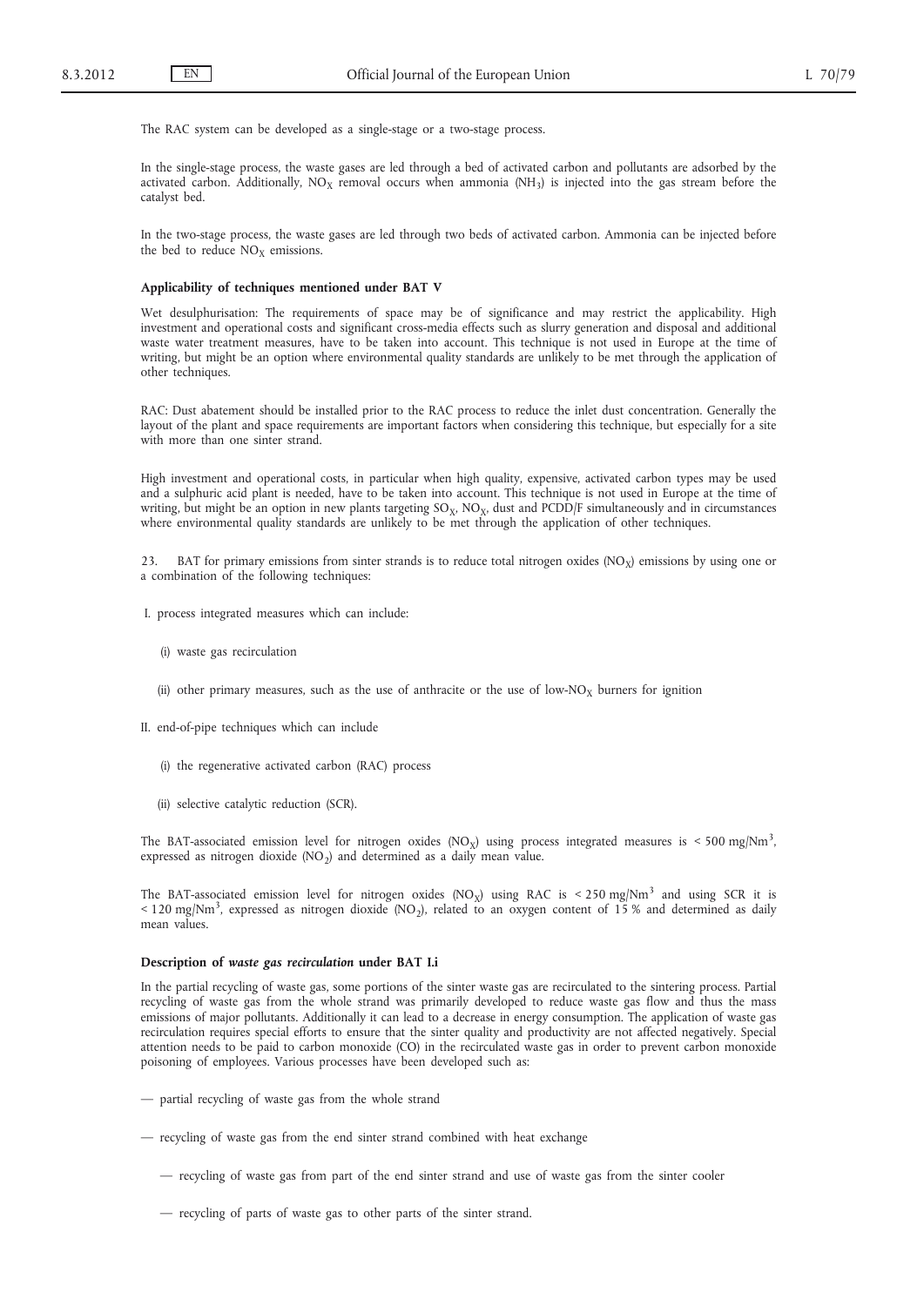The RAC system can be developed as a single-stage or a two-stage process.

In the single-stage process, the waste gases are led through a bed of activated carbon and pollutants are adsorbed by the activated carbon. Additionally, $NO_X$ removal occurs when ammonia ($NH_3$) is injected into the gas stream before the catalyst bed.

In the two-stage process, the waste gases are led through two beds of activated carbon. Ammonia can be injected before the bed to reduce $NO_X$ emissions.

**Applicability of techniques mentioned under BAT V**

Wet desulphurisation: The requirements of space may be of significance and may restrict the applicability. High investment and operational costs and significant cross-media effects such as slurry generation and disposal and additional waste water treatment measures, have to be taken into account. This technique is not used in Europe at the time of writing, but might be an option where environmental quality standards are unlikely to be met through the application of other techniques.

RAC: Dust abatement should be installed prior to the RAC process to reduce the inlet dust concentration. Generally the layout of the plant and space requirements are important factors when considering this technique, but especially for a site with more than one sinter strand.

High investment and operational costs, in particular when high quality, expensive, activated carbon types may be used and a sulphuric acid plant is needed, have to be taken into account. This technique is not used in Europe at the time of writing, but might be an option in new plants targeting $SO_X$, $NO_X$, dust and PCDD/F simultaneously and in circumstances where environmental quality standards are unlikely to be met through the application of other techniques.

23. BAT for primary emissions from sinter strands is to reduce total nitrogen oxides ($NO_X$) emissions by using one or a combination of the following techniques:

I. process integrated measures which can include:

   (i) waste gas recirculation

   (ii) other primary measures, such as the use of anthracite or the use of low-$NO_X$ burners for ignition

II. end-of-pipe techniques which can include

   (i) the regenerative activated carbon (RAC) process

   (ii) selective catalytic reduction (SCR).

The BAT-associated emission level for nitrogen oxides ($NO_X$) using process integrated measures is < 500 mg/Nm$^3$, expressed as nitrogen dioxide ($NO_2$) and determined as a daily mean value.

The BAT-associated emission level for nitrogen oxides ($NO_X$) using RAC is < 250 mg/Nm$^3$ and using SCR it is < 120 mg/Nm$^3$, expressed as nitrogen dioxide ($NO_2$), related to an oxygen content of 15 % and determined as daily mean values.

**Description of *waste gas recirculation* under BAT I.i**

In the partial recycling of waste gas, some portions of the sinter waste gas are recirculated to the sintering process. Partial recycling of waste gas from the whole strand was primarily developed to reduce waste gas flow and thus the mass emissions of major pollutants. Additionally it can lead to a decrease in energy consumption. The application of waste gas recirculation requires special efforts to ensure that the sinter quality and productivity are not affected negatively. Special attention needs to be paid to carbon monoxide (CO) in the recirculated waste gas in order to prevent carbon monoxide poisoning of employees. Various processes have been developed such as:

— partial recycling of waste gas from the whole strand

— recycling of waste gas from the end sinter strand combined with heat exchange

   — recycling of waste gas from part of the end sinter strand and use of waste gas from the sinter cooler

   — recycling of parts of waste gas to other parts of the sinter strand.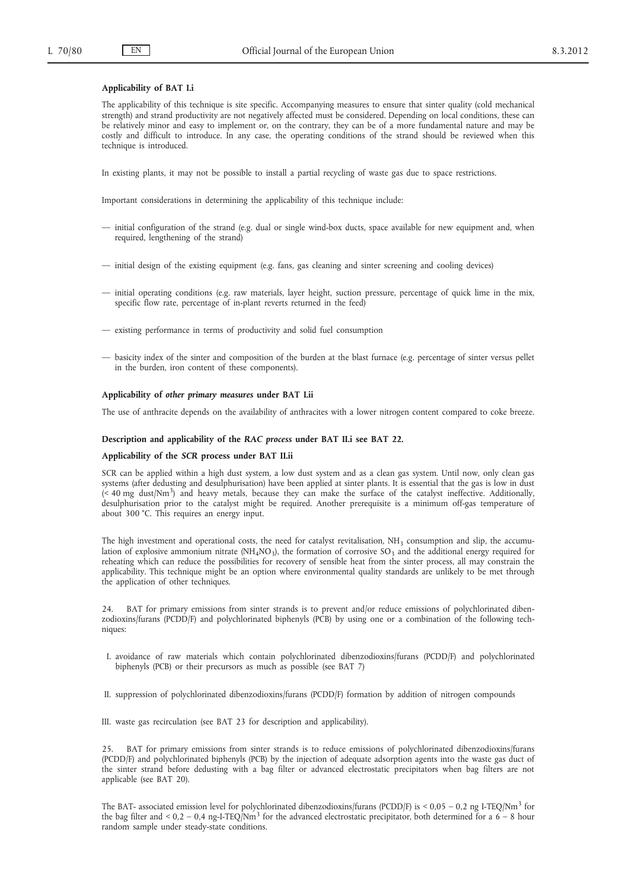**Applicability of BAT I.i**

The applicability of this technique is site specific. Accompanying measures to ensure that sinter quality (cold mechanical strength) and strand productivity are not negatively affected must be considered. Depending on local conditions, these can be relatively minor and easy to implement or, on the contrary, they can be of a more fundamental nature and may be costly and difficult to introduce. In any case, the operating conditions of the strand should be reviewed when this technique is introduced.

In existing plants, it may not be possible to install a partial recycling of waste gas due to space restrictions.

Important considerations in determining the applicability of this technique include:

— initial configuration of the strand (e.g. dual or single wind-box ducts, space available for new equipment and, when required, lengthening of the strand)

— initial design of the existing equipment (e.g. fans, gas cleaning and sinter screening and cooling devices)

— initial operating conditions (e.g. raw materials, layer height, suction pressure, percentage of quick lime in the mix, specific flow rate, percentage of in-plant reverts returned in the feed)

— existing performance in terms of productivity and solid fuel consumption

— basicity index of the sinter and composition of the burden at the blast furnace (e.g. percentage of sinter versus pellet in the burden, iron content of these components).

**Applicability of *other primary measures* under BAT I.ii**

The use of anthracite depends on the availability of anthracites with a lower nitrogen content compared to coke breeze.

**Description and applicability of the *RAC process* under BAT II.i see BAT 22.**

**Applicability of the *SCR* process under BAT II.ii**

SCR can be applied within a high dust system, a low dust system and as a clean gas system. Until now, only clean gas systems (after dedusting and desulphurisation) have been applied at sinter plants. It is essential that the gas is low in dust (< 40 mg dust/Nm$^3$) and heavy metals, because they can make the surface of the catalyst ineffective. Additionally, desulphurisation prior to the catalyst might be required. Another prerequisite is a minimum off-gas temperature of about 300 °C. This requires an energy input.

The high investment and operational costs, the need for catalyst revitalisation, $NH_3$ consumption and slip, the accumulation of explosive ammonium nitrate ($NH_4NO_3$), the formation of corrosive $SO_3$ and the additional energy required for reheating which can reduce the possibilities for recovery of sensible heat from the sinter process, all may constrain the applicability. This technique might be an option where environmental quality standards are unlikely to be met through the application of other techniques.

24. BAT for primary emissions from sinter strands is to prevent and/or reduce emissions of polychlorinated dibenzodioxins/furans (PCDD/F) and polychlorinated biphenyls (PCB) by using one or a combination of the following techniques:

I. avoidance of raw materials which contain polychlorinated dibenzodioxins/furans (PCDD/F) and polychlorinated biphenyls (PCB) or their precursors as much as possible (see BAT 7)

II. suppression of polychlorinated dibenzodioxins/furans (PCDD/F) formation by addition of nitrogen compounds

III. waste gas recirculation (see BAT 23 for description and applicability).

25. BAT for primary emissions from sinter strands is to reduce emissions of polychlorinated dibenzodioxins/furans (PCDD/F) and polychlorinated biphenyls (PCB) by the injection of adequate adsorption agents into the waste gas duct of the sinter strand before dedusting with a bag filter or advanced electrostatic precipitators when bag filters are not applicable (see BAT 20).

The BAT- associated emission level for polychlorinated dibenzodioxins/furans (PCDD/F) is < 0,05 – 0,2 ng I-TEQ/Nm$^3$ for the bag filter and < 0,2 – 0,4 ng-I-TEQ/Nm$^3$ for the advanced electrostatic precipitator, both determined for a 6 – 8 hour random sample under steady-state conditions.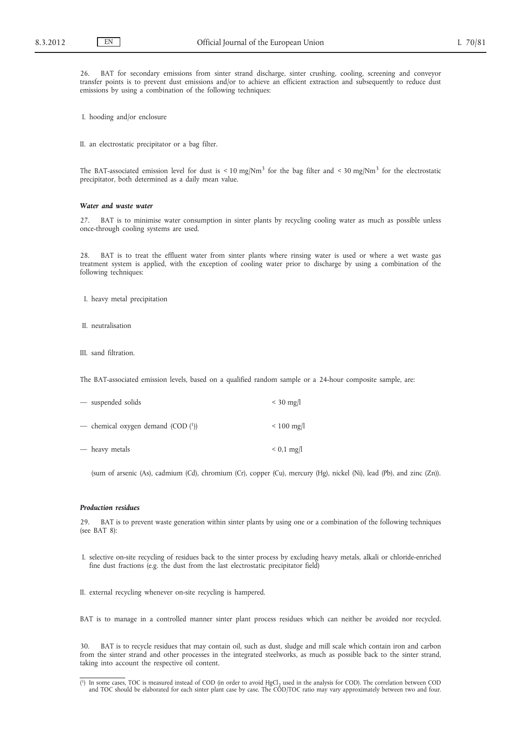26. BAT for secondary emissions from sinter strand discharge, sinter crushing, cooling, screening and conveyor transfer points is to prevent dust emissions and/or to achieve an efficient extraction and subsequently to reduce dust emissions by using a combination of the following techniques:

I. hooding and/or enclosure

II. an electrostatic precipitator or a bag filter.

The BAT-associated emission level for dust is < 10 mg/Nm$^3$ for the bag filter and < 30 mg/Nm$^3$ for the electrostatic precipitator, both determined as a daily mean value.

***Water and waste water***

27. BAT is to minimise water consumption in sinter plants by recycling cooling water as much as possible unless once-through cooling systems are used.

28. BAT is to treat the effluent water from sinter plants where rinsing water is used or where a wet waste gas treatment system is applied, with the exception of cooling water prior to discharge by using a combination of the following techniques:

I. heavy metal precipitation

II. neutralisation

III. sand filtration.

The BAT-associated emission levels, based on a qualified random sample or a 24-hour composite sample, are:

| | |
|---|---|
| — suspended solids | < 30 mg/l |
| — chemical oxygen demand (COD [1]) | < 100 mg/l |
| — heavy metals | < 0,1 mg/l |

(sum of arsenic (As), cadmium (Cd), chromium (Cr), copper (Cu), mercury (Hg), nickel (Ni), lead (Pb), and zinc (Zn)).

***Production residues***

29. BAT is to prevent waste generation within sinter plants by using one or a combination of the following techniques (see BAT 8):

I. selective on-site recycling of residues back to the sinter process by excluding heavy metals, alkali or chloride-enriched fine dust fractions (e.g. the dust from the last electrostatic precipitator field)

II. external recycling whenever on-site recycling is hampered.

BAT is to manage in a controlled manner sinter plant process residues which can neither be avoided nor recycled.

30. BAT is to recycle residues that may contain oil, such as dust, sludge and mill scale which contain iron and carbon from the sinter strand and other processes in the integrated steelworks, as much as possible back to the sinter strand, taking into account the respective oil content.

---

[1] In some cases, TOC is measured instead of COD (in order to avoid $HgCl_2$ used in the analysis for COD). The correlation between COD and TOC should be elaborated for each sinter plant case by case. The COD/TOC ratio may vary approximately between two and four.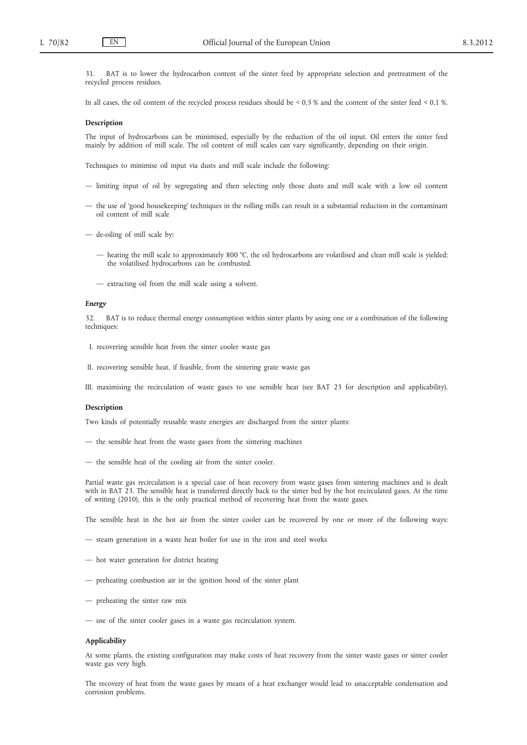31. BAT is to lower the hydrocarbon content of the sinter feed by appropriate selection and pretreatment of the recycled process residues.

In all cases, the oil content of the recycled process residues should be < 0,5 % and the content of the sinter feed < 0,1 %.

**Description**

The input of hydrocarbons can be minimised, especially by the reduction of the oil input. Oil enters the sinter feed mainly by addition of mill scale. The oil content of mill scales can vary significantly, depending on their origin.

Techniques to minimise oil input via dusts and mill scale include the following:

— limiting input of oil by segregating and then selecting only those dusts and mill scale with a low oil content

— the use of 'good housekeeping' techniques in the rolling mills can result in a substantial reduction in the contaminant oil content of mill scale

— de-oiling of mill scale by:

  — heating the mill scale to approximately 800 °C, the oil hydrocarbons are volatilised and clean mill scale is yielded; the volatilised hydrocarbons can be combusted.

  — extracting oil from the mill scale using a solvent.

***Energy***

32. BAT is to reduce thermal energy consumption within sinter plants by using one or a combination of the following techniques:

I. recovering sensible heat from the sinter cooler waste gas

II. recovering sensible heat, if feasible, from the sintering grate waste gas

III. maximising the recirculation of waste gases to use sensible heat (see BAT 23 for description and applicability).

**Description**

Two kinds of potentially reusable waste energies are discharged from the sinter plants:

— the sensible heat from the waste gases from the sintering machines

— the sensible heat of the cooling air from the sinter cooler.

Partial waste gas recirculation is a special case of heat recovery from waste gases from sintering machines and is dealt with in BAT 23. The sensible heat is transferred directly back to the sinter bed by the hot recirculated gases. At the time of writing (2010), this is the only practical method of recovering heat from the waste gases.

The sensible heat in the hot air from the sinter cooler can be recovered by one or more of the following ways:

— steam generation in a waste heat boiler for use in the iron and steel works

— hot water generation for district heating

— preheating combustion air in the ignition hood of the sinter plant

— preheating the sinter raw mix

— use of the sinter cooler gases in a waste gas recirculation system.

**Applicability**

At some plants, the existing configuration may make costs of heat recovery from the sinter waste gases or sinter cooler waste gas very high.

The recovery of heat from the waste gases by means of a heat exchanger would lead to unacceptable condensation and corrosion problems.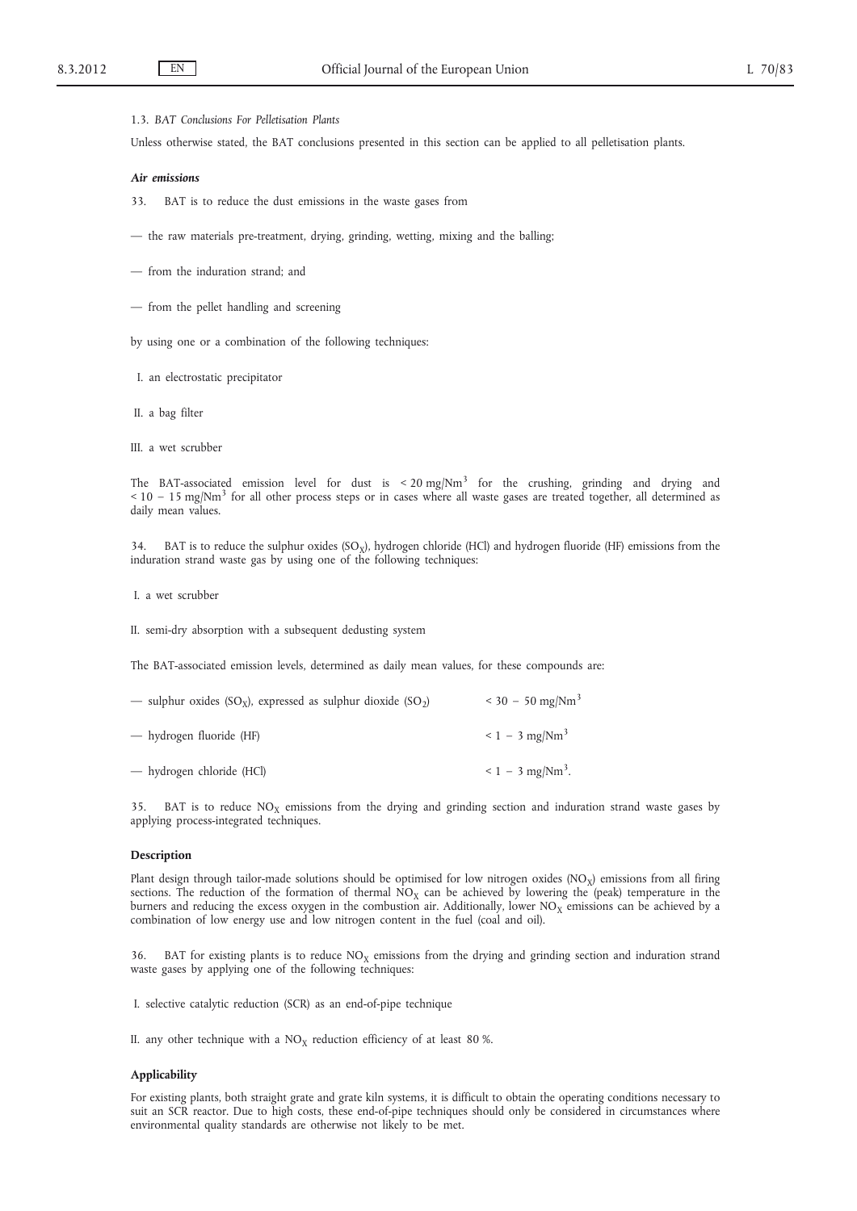### 1.3. *BAT Conclusions For Pelletisation Plants*

Unless otherwise stated, the BAT conclusions presented in this section can be applied to all pelletisation plants.

***Air emissions***

33. BAT is to reduce the dust emissions in the waste gases from

— the raw materials pre-treatment, drying, grinding, wetting, mixing and the balling;

— from the induration strand; and

— from the pellet handling and screening

by using one or a combination of the following techniques:

I. an electrostatic precipitator

II. a bag filter

III. a wet scrubber

The BAT-associated emission level for dust is < 20 mg/Nm$^3$ for the crushing, grinding and drying and < 10 – 15 mg/Nm$^3$ for all other process steps or in cases where all waste gases are treated together, all determined as daily mean values.

34. BAT is to reduce the sulphur oxides ($SO_X$), hydrogen chloride (HCl) and hydrogen fluoride (HF) emissions from the induration strand waste gas by using one of the following techniques:

I. a wet scrubber

II. semi-dry absorption with a subsequent dedusting system

The BAT-associated emission levels, determined as daily mean values, for these compounds are:

| | |
|---|---|
| — sulphur oxides ($SO_X$), expressed as sulphur dioxide ($SO_2$) | < 30 – 50 mg/Nm$^3$ |
| — hydrogen fluoride (HF) | < 1 – 3 mg/Nm$^3$ |
| — hydrogen chloride (HCl) | < 1 – 3 mg/Nm$^3$. |

35. BAT is to reduce $NO_X$ emissions from the drying and grinding section and induration strand waste gases by applying process-integrated techniques.

**Description**

Plant design through tailor-made solutions should be optimised for low nitrogen oxides ($NO_X$) emissions from all firing sections. The reduction of the formation of thermal $NO_X$ can be achieved by lowering the (peak) temperature in the burners and reducing the excess oxygen in the combustion air. Additionally, lower $NO_X$ emissions can be achieved by a combination of low energy use and low nitrogen content in the fuel (coal and oil).

36. BAT for existing plants is to reduce $NO_X$ emissions from the drying and grinding section and induration strand waste gases by applying one of the following techniques:

I. selective catalytic reduction (SCR) as an end-of-pipe technique

II. any other technique with a $NO_X$ reduction efficiency of at least 80 %.

**Applicability**

For existing plants, both straight grate and grate kiln systems, it is difficult to obtain the operating conditions necessary to suit an SCR reactor. Due to high costs, these end-of-pipe techniques should only be considered in circumstances where environmental quality standards are otherwise not likely to be met.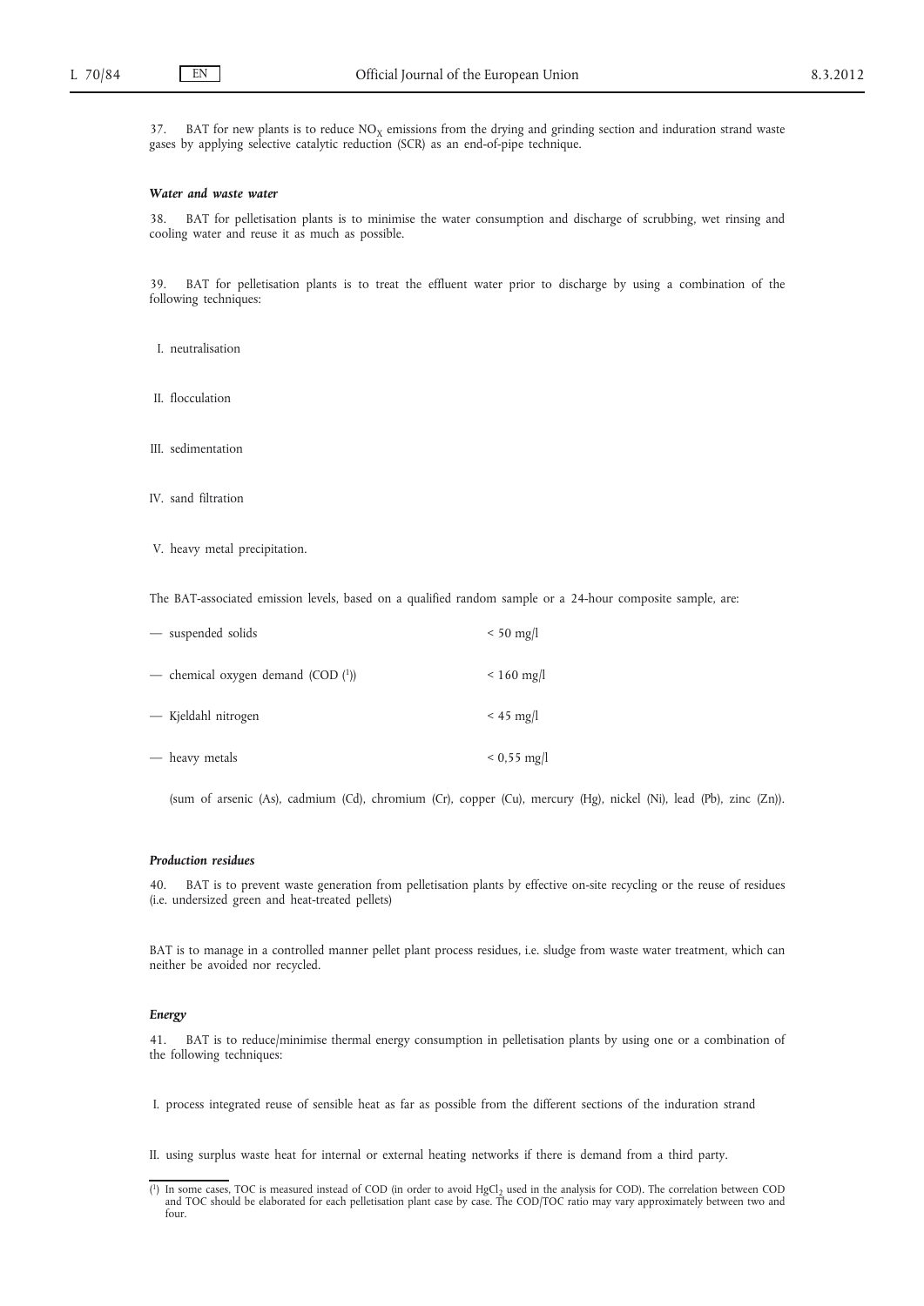37. BAT for new plants is to reduce $NO_X$ emissions from the drying and grinding section and induration strand waste gases by applying selective catalytic reduction (SCR) as an end-of-pipe technique.

***Water and waste water***

38. BAT for pelletisation plants is to minimise the water consumption and discharge of scrubbing, wet rinsing and cooling water and reuse it as much as possible.

39. BAT for pelletisation plants is to treat the effluent water prior to discharge by using a combination of the following techniques:

I. neutralisation

II. flocculation

III. sedimentation

IV. sand filtration

V. heavy metal precipitation.

The BAT-associated emission levels, based on a qualified random sample or a 24-hour composite sample, are:

| | |
|---|---|
| — suspended solids | < 50 mg/l |
| — chemical oxygen demand (COD [1]) | < 160 mg/l |
| — Kjeldahl nitrogen | < 45 mg/l |
| — heavy metals | < 0,55 mg/l |

(sum of arsenic (As), cadmium (Cd), chromium (Cr), copper (Cu), mercury (Hg), nickel (Ni), lead (Pb), zinc (Zn)).

***Production residues***

40. BAT is to prevent waste generation from pelletisation plants by effective on-site recycling or the reuse of residues (i.e. undersized green and heat-treated pellets)

BAT is to manage in a controlled manner pellet plant process residues, i.e. sludge from waste water treatment, which can neither be avoided nor recycled.

***Energy***

41. BAT is to reduce/minimise thermal energy consumption in pelletisation plants by using one or a combination of the following techniques:

I. process integrated reuse of sensible heat as far as possible from the different sections of the induration strand

II. using surplus waste heat for internal or external heating networks if there is demand from a third party.

---

[1] In some cases, TOC is measured instead of COD (in order to avoid $HgCl_2$ used in the analysis for COD). The correlation between COD and TOC should be elaborated for each pelletisation plant case by case. The COD/TOC ratio may vary approximately between two and four.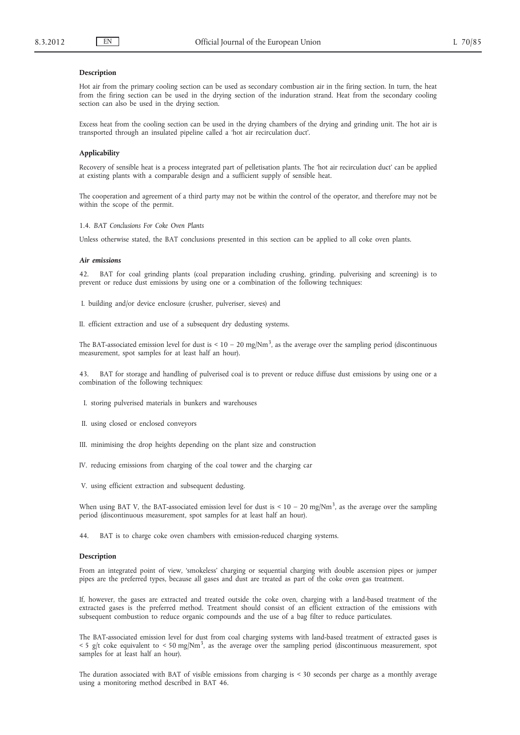**Description**

Hot air from the primary cooling section can be used as secondary combustion air in the firing section. In turn, the heat from the firing section can be used in the drying section of the induration strand. Heat from the secondary cooling section can also be used in the drying section.

Excess heat from the cooling section can be used in the drying chambers of the drying and grinding unit. The hot air is transported through an insulated pipeline called a 'hot air recirculation duct'.

**Applicability**

Recovery of sensible heat is a process integrated part of pelletisation plants. The 'hot air recirculation duct' can be applied at existing plants with a comparable design and a sufficient supply of sensible heat.

The cooperation and agreement of a third party may not be within the control of the operator, and therefore may not be within the scope of the permit.

1.4. *BAT Conclusions For Coke Oven Plants*

Unless otherwise stated, the BAT conclusions presented in this section can be applied to all coke oven plants.

***Air emissions***

42. BAT for coal grinding plants (coal preparation including crushing, grinding, pulverising and screening) is to prevent or reduce dust emissions by using one or a combination of the following techniques:

I. building and/or device enclosure (crusher, pulveriser, sieves) and

II. efficient extraction and use of a subsequent dry dedusting systems.

The BAT-associated emission level for dust is < 10 – 20 mg/Nm$^3$, as the average over the sampling period (discontinuous measurement, spot samples for at least half an hour).

43. BAT for storage and handling of pulverised coal is to prevent or reduce diffuse dust emissions by using one or a combination of the following techniques:

I. storing pulverised materials in bunkers and warehouses

II. using closed or enclosed conveyors

III. minimising the drop heights depending on the plant size and construction

IV. reducing emissions from charging of the coal tower and the charging car

V. using efficient extraction and subsequent dedusting.

When using BAT V, the BAT-associated emission level for dust is < 10 – 20 mg/Nm$^3$, as the average over the sampling period (discontinuous measurement, spot samples for at least half an hour).

44. BAT is to charge coke oven chambers with emission-reduced charging systems.

**Description**

From an integrated point of view, 'smokeless' charging or sequential charging with double ascension pipes or jumper pipes are the preferred types, because all gases and dust are treated as part of the coke oven gas treatment.

If, however, the gases are extracted and treated outside the coke oven, charging with a land-based treatment of the extracted gases is the preferred method. Treatment should consist of an efficient extraction of the emissions with subsequent combustion to reduce organic compounds and the use of a bag filter to reduce particulates.

The BAT-associated emission level for dust from coal charging systems with land-based treatment of extracted gases is < 5 g/t coke equivalent to < 50 mg/Nm$^3$, as the average over the sampling period (discontinuous measurement, spot samples for at least half an hour).

The duration associated with BAT of visible emissions from charging is < 30 seconds per charge as a monthly average using a monitoring method described in BAT 46.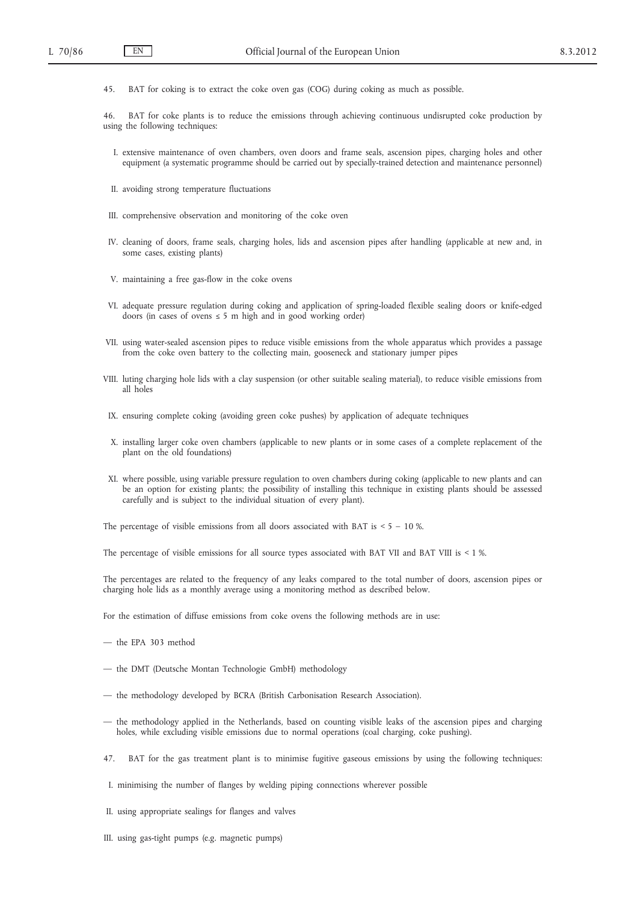45. BAT for coking is to extract the coke oven gas (COG) during coking as much as possible.

46. BAT for coke plants is to reduce the emissions through achieving continuous undisrupted coke production by using the following techniques:

I. extensive maintenance of oven chambers, oven doors and frame seals, ascension pipes, charging holes and other equipment (a systematic programme should be carried out by specially-trained detection and maintenance personnel)

II. avoiding strong temperature fluctuations

III. comprehensive observation and monitoring of the coke oven

IV. cleaning of doors, frame seals, charging holes, lids and ascension pipes after handling (applicable at new and, in some cases, existing plants)

V. maintaining a free gas-flow in the coke ovens

VI. adequate pressure regulation during coking and application of spring-loaded flexible sealing doors or knife-edged doors (in cases of ovens ≤ 5 m high and in good working order)

VII. using water-sealed ascension pipes to reduce visible emissions from the whole apparatus which provides a passage from the coke oven battery to the collecting main, gooseneck and stationary jumper pipes

VIII. luting charging hole lids with a clay suspension (or other suitable sealing material), to reduce visible emissions from all holes

IX. ensuring complete coking (avoiding green coke pushes) by application of adequate techniques

X. installing larger coke oven chambers (applicable to new plants or in some cases of a complete replacement of the plant on the old foundations)

XI. where possible, using variable pressure regulation to oven chambers during coking (applicable to new plants and can be an option for existing plants; the possibility of installing this technique in existing plants should be assessed carefully and is subject to the individual situation of every plant).

The percentage of visible emissions from all doors associated with BAT is < 5 – 10 %.

The percentage of visible emissions for all source types associated with BAT VII and BAT VIII is < 1 %.

The percentages are related to the frequency of any leaks compared to the total number of doors, ascension pipes or charging hole lids as a monthly average using a monitoring method as described below.

For the estimation of diffuse emissions from coke ovens the following methods are in use:

— the EPA 303 method

— the DMT (Deutsche Montan Technologie GmbH) methodology

— the methodology developed by BCRA (British Carbonisation Research Association).

— the methodology applied in the Netherlands, based on counting visible leaks of the ascension pipes and charging holes, while excluding visible emissions due to normal operations (coal charging, coke pushing).

47. BAT for the gas treatment plant is to minimise fugitive gaseous emissions by using the following techniques:

I. minimising the number of flanges by welding piping connections wherever possible

II. using appropriate sealings for flanges and valves

III. using gas-tight pumps (e.g. magnetic pumps)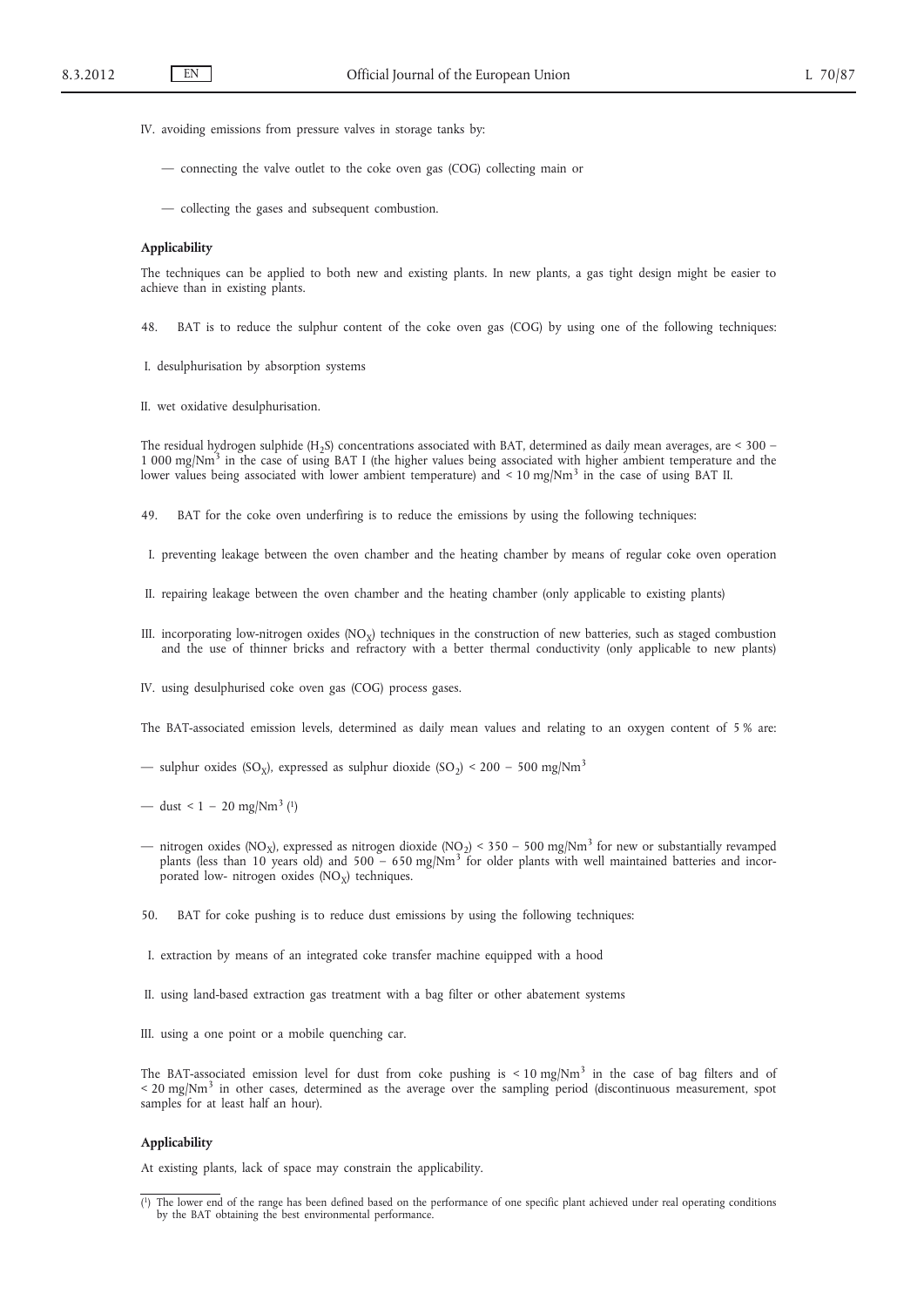IV. avoiding emissions from pressure valves in storage tanks by:

— connecting the valve outlet to the coke oven gas (COG) collecting main or

— collecting the gases and subsequent combustion.

**Applicability**

The techniques can be applied to both new and existing plants. In new plants, a gas tight design might be easier to achieve than in existing plants.

48. BAT is to reduce the sulphur content of the coke oven gas (COG) by using one of the following techniques:

I. desulphurisation by absorption systems

II. wet oxidative desulphurisation.

The residual hydrogen sulphide ($H_2S$) concentrations associated with BAT, determined as daily mean averages, are < 300 – 1 000 mg/Nm$^3$ in the case of using BAT I (the higher values being associated with higher ambient temperature and the lower values being associated with lower ambient temperature) and < 10 mg/Nm$^3$ in the case of using BAT II.

49. BAT for the coke oven underfiring is to reduce the emissions by using the following techniques:

I. preventing leakage between the oven chamber and the heating chamber by means of regular coke oven operation

II. repairing leakage between the oven chamber and the heating chamber (only applicable to existing plants)

III. incorporating low-nitrogen oxides ($NO_X$) techniques in the construction of new batteries, such as staged combustion and the use of thinner bricks and refractory with a better thermal conductivity (only applicable to new plants)

IV. using desulphurised coke oven gas (COG) process gases.

The BAT-associated emission levels, determined as daily mean values and relating to an oxygen content of 5 % are:

— sulphur oxides ($SO_X$), expressed as sulphur dioxide ($SO_2$) < 200 – 500 mg/Nm$^3$

— dust < 1 – 20 mg/Nm$^3$ [1]

— nitrogen oxides ($NO_X$), expressed as nitrogen dioxide ($NO_2$) < 350 – 500 mg/Nm$^3$ for new or substantially revamped plants (less than 10 years old) and 500 – 650 mg/Nm$^3$ for older plants with well maintained batteries and incorporated low- nitrogen oxides ($NO_X$) techniques.

50. BAT for coke pushing is to reduce dust emissions by using the following techniques:

I. extraction by means of an integrated coke transfer machine equipped with a hood

II. using land-based extraction gas treatment with a bag filter or other abatement systems

III. using a one point or a mobile quenching car.

The BAT-associated emission level for dust from coke pushing is < 10 mg/Nm$^3$ in the case of bag filters and of < 20 mg/Nm$^3$ in other cases, determined as the average over the sampling period (discontinuous measurement, spot samples for at least half an hour).

**Applicability**

At existing plants, lack of space may constrain the applicability.

---

(1) The lower end of the range has been defined based on the performance of one specific plant achieved under real operating conditions by the BAT obtaining the best environmental performance.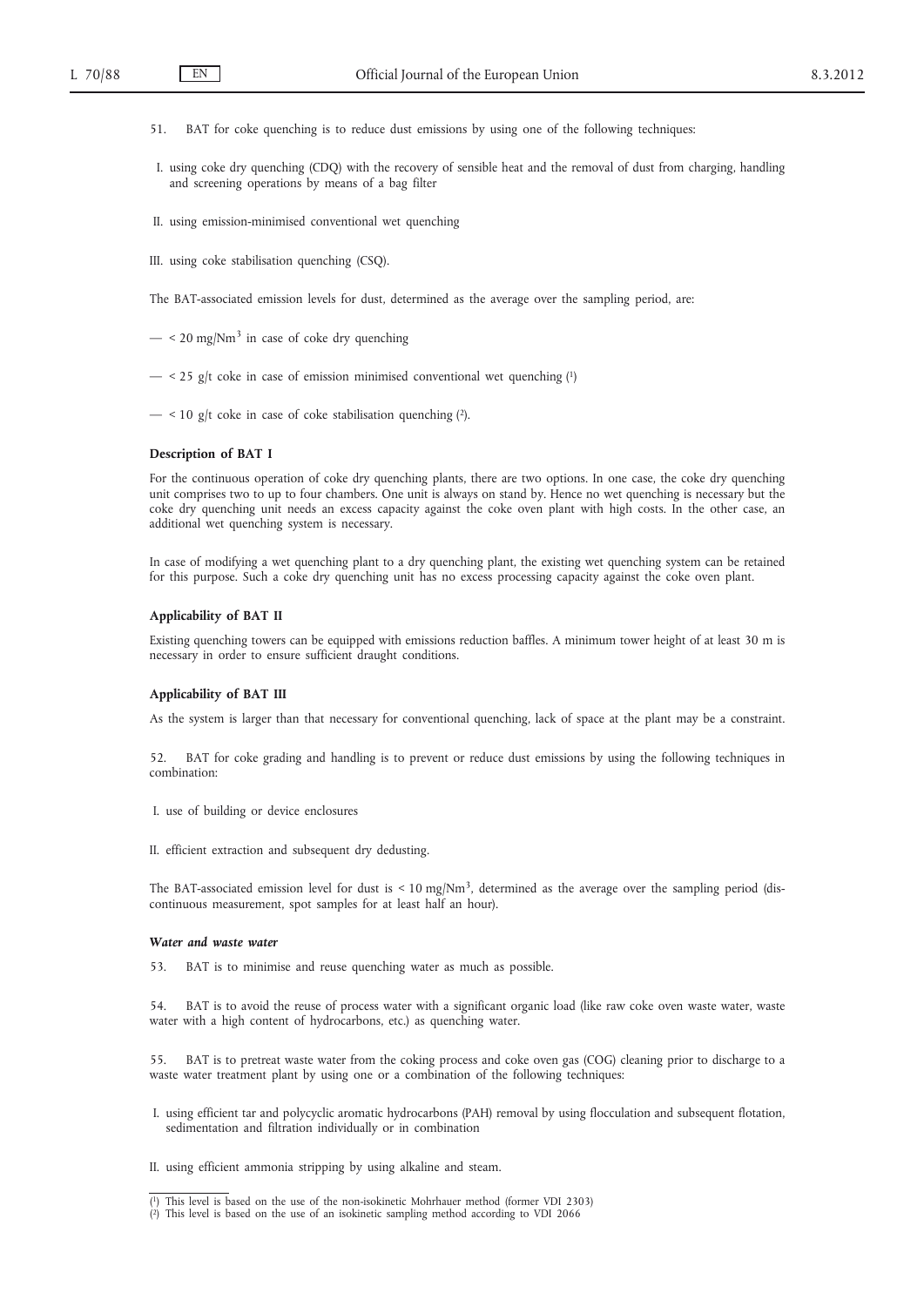51. BAT for coke quenching is to reduce dust emissions by using one of the following techniques:

I. using coke dry quenching (CDQ) with the recovery of sensible heat and the removal of dust from charging, handling and screening operations by means of a bag filter

II. using emission-minimised conventional wet quenching

III. using coke stabilisation quenching (CSQ).

The BAT-associated emission levels for dust, determined as the average over the sampling period, are:

— < 20 mg/Nm$^3$ in case of coke dry quenching

— < 25 g/t coke in case of emission minimised conventional wet quenching [1]

— < 10 g/t coke in case of coke stabilisation quenching [2].

#### Description of BAT I

For the continuous operation of coke dry quenching plants, there are two options. In one case, the coke dry quenching unit comprises two to up to four chambers. One unit is always on stand by. Hence no wet quenching is necessary but the coke dry quenching unit needs an excess capacity against the coke oven plant with high costs. In the other case, an additional wet quenching system is necessary.

In case of modifying a wet quenching plant to a dry quenching plant, the existing wet quenching system can be retained for this purpose. Such a coke dry quenching unit has no excess processing capacity against the coke oven plant.

#### Applicability of BAT II

Existing quenching towers can be equipped with emissions reduction baffles. A minimum tower height of at least 30 m is necessary in order to ensure sufficient draught conditions.

#### Applicability of BAT III

As the system is larger than that necessary for conventional quenching, lack of space at the plant may be a constraint.

52. BAT for coke grading and handling is to prevent or reduce dust emissions by using the following techniques in combination:

I. use of building or device enclosures

II. efficient extraction and subsequent dry dedusting.

The BAT-associated emission level for dust is < 10 mg/Nm$^3$, determined as the average over the sampling period (discontinuous measurement, spot samples for at least half an hour).

#### *Water and waste water*

53. BAT is to minimise and reuse quenching water as much as possible.

54. BAT is to avoid the reuse of process water with a significant organic load (like raw coke oven waste water, waste water with a high content of hydrocarbons, etc.) as quenching water.

55. BAT is to pretreat waste water from the coking process and coke oven gas (COG) cleaning prior to discharge to a waste water treatment plant by using one or a combination of the following techniques:

I. using efficient tar and polycyclic aromatic hydrocarbons (PAH) removal by using flocculation and subsequent flotation, sedimentation and filtration individually or in combination

II. using efficient ammonia stripping by using alkaline and steam.

---

[1] This level is based on the use of the non-isokinetic Mohrhauer method (former VDI 2303)

[2] This level is based on the use of an isokinetic sampling method according to VDI 2066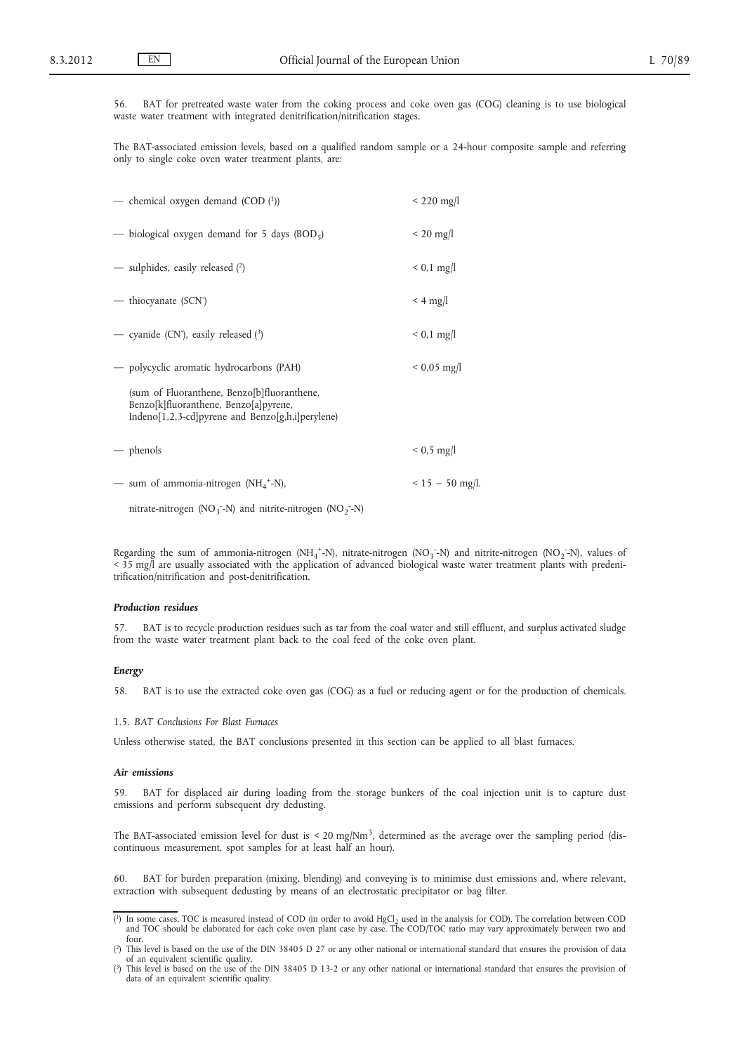56. BAT for pretreated waste water from the coking process and coke oven gas (COG) cleaning is to use biological waste water treatment with integrated denitrification/nitrification stages.

The BAT-associated emission levels, based on a qualified random sample or a 24-hour composite sample and referring only to single coke oven water treatment plants, are:

| | |
|---|---|
| — chemical oxygen demand (COD [1]) | < 220 mg/l |
| — biological oxygen demand for 5 days ($BOD_5$) | < 20 mg/l |
| — sulphides, easily released [2] | < 0,1 mg/l |
| — thiocyanate ($SCN^-$) | < 4 mg/l |
| — cyanide ($CN^-$), easily released [3] | < 0,1 mg/l |
| — polycyclic aromatic hydrocarbons (PAH) (sum of Fluoranthene, Benzo[b]fluoranthene, Benzo[k]fluoranthene, Benzo[a]pyrene, Indeno[1,2,3-cd]pyrene and Benzo[g,h,i]perylene) | < 0,05 mg/l |
| — phenols | < 0,5 mg/l |
| — sum of ammonia-nitrogen ($NH_4^+$-N), nitrate-nitrogen ($NO_3^-$-N) and nitrite-nitrogen ($NO_2^-$-N) | < 15 – 50 mg/l. |

Regarding the sum of ammonia-nitrogen ($NH_4^+$-N), nitrate-nitrogen ($NO_3^-$-N) and nitrite-nitrogen ($NO_2^-$-N), values of < 35 mg/l are usually associated with the application of advanced biological waste water treatment plants with predenitrification/nitrification and post-denitrification.

### *Production residues*

57. BAT is to recycle production residues such as tar from the coal water and still effluent, and surplus activated sludge from the waste water treatment plant back to the coal feed of the coke oven plant.

### *Energy*

58. BAT is to use the extracted coke oven gas (COG) as a fuel or reducing agent or for the production of chemicals.

## 1.5. *BAT Conclusions For Blast Furnaces*

Unless otherwise stated, the BAT conclusions presented in this section can be applied to all blast furnaces.

### *Air emissions*

59. BAT for displaced air during loading from the storage bunkers of the coal injection unit is to capture dust emissions and perform subsequent dry dedusting.

The BAT-associated emission level for dust is < 20 mg/$Nm^3$, determined as the average over the sampling period (discontinuous measurement, spot samples for at least half an hour).

60. BAT for burden preparation (mixing, blending) and conveying is to minimise dust emissions and, where relevant, extraction with subsequent dedusting by means of an electrostatic precipitator or bag filter.

---

[1] In some cases, TOC is measured instead of COD (in order to avoid $HgCl_2$ used in the analysis for COD). The correlation between COD and TOC should be elaborated for each coke oven plant case by case. The COD/TOC ratio may vary approximately between two and four.

[2] This level is based on the use of the DIN 38405 D 27 or any other national or international standard that ensures the provision of data of an equivalent scientific quality.

[3] This level is based on the use of the DIN 38405 D 13-2 or any other national or international standard that ensures the provision of data of an equivalent scientific quality.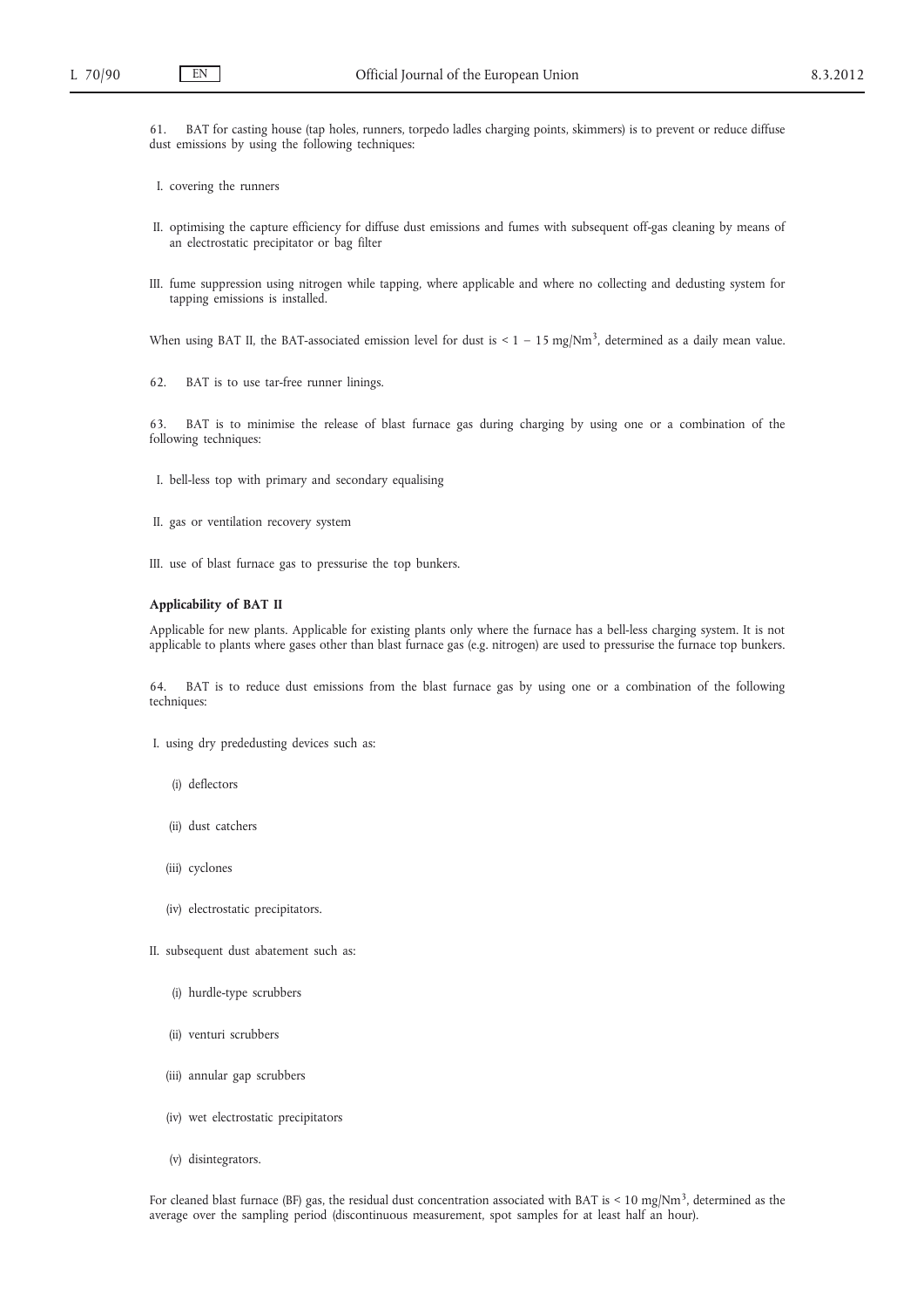61. BAT for casting house (tap holes, runners, torpedo ladles charging points, skimmers) is to prevent or reduce diffuse dust emissions by using the following techniques:

I. covering the runners

II. optimising the capture efficiency for diffuse dust emissions and fumes with subsequent off-gas cleaning by means of an electrostatic precipitator or bag filter

III. fume suppression using nitrogen while tapping, where applicable and where no collecting and dedusting system for tapping emissions is installed.

When using BAT II, the BAT-associated emission level for dust is < 1 – 15 mg/Nm$^3$, determined as a daily mean value.

62. BAT is to use tar-free runner linings.

63. BAT is to minimise the release of blast furnace gas during charging by using one or a combination of the following techniques:

I. bell-less top with primary and secondary equalising

II. gas or ventilation recovery system

III. use of blast furnace gas to pressurise the top bunkers.

**Applicability of BAT II**

Applicable for new plants. Applicable for existing plants only where the furnace has a bell-less charging system. It is not applicable to plants where gases other than blast furnace gas (e.g. nitrogen) are used to pressurise the furnace top bunkers.

64. BAT is to reduce dust emissions from the blast furnace gas by using one or a combination of the following techniques:

I. using dry prededusting devices such as:

   (i) deflectors

   (ii) dust catchers

   (iii) cyclones

   (iv) electrostatic precipitators.

II. subsequent dust abatement such as:

   (i) hurdle-type scrubbers

   (ii) venturi scrubbers

   (iii) annular gap scrubbers

   (iv) wet electrostatic precipitators

   (v) disintegrators.

For cleaned blast furnace (BF) gas, the residual dust concentration associated with BAT is < 10 mg/Nm$^3$, determined as the average over the sampling period (discontinuous measurement, spot samples for at least half an hour).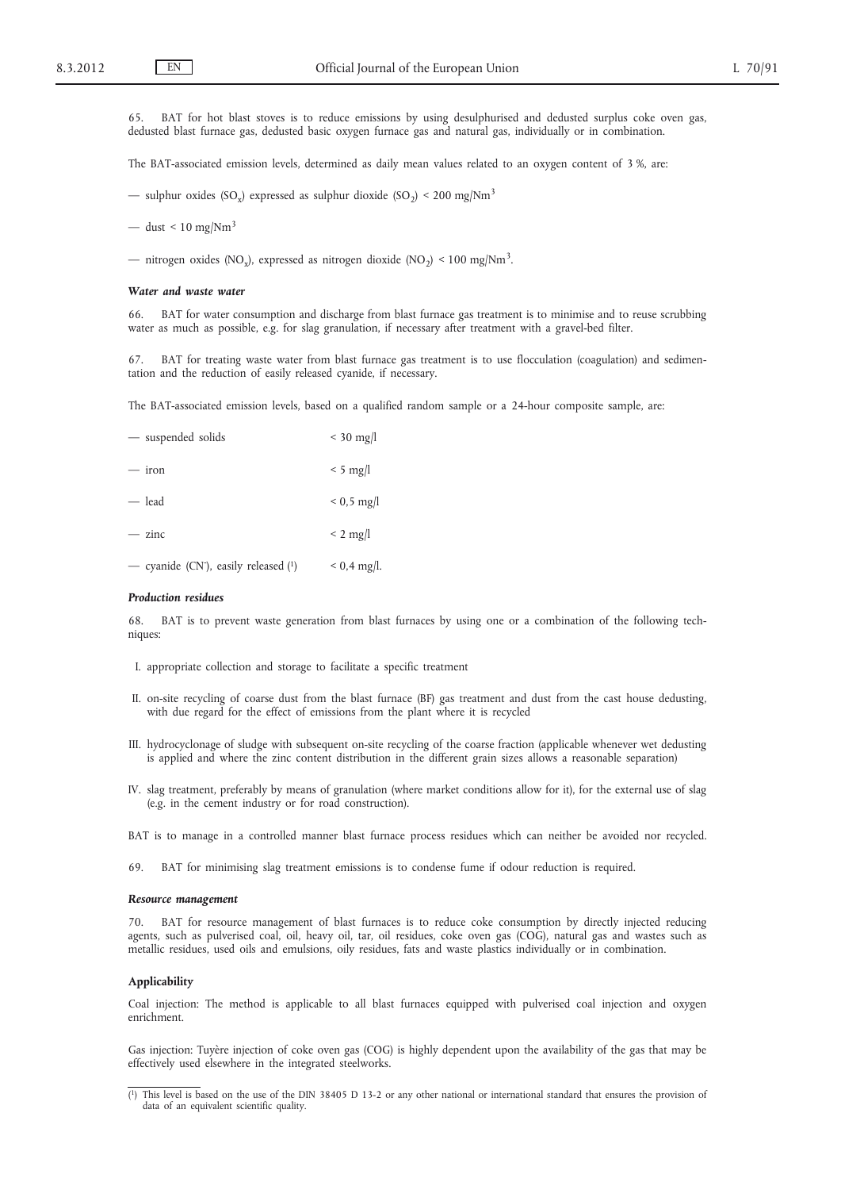65. BAT for hot blast stoves is to reduce emissions by using desulphurised and dedusted surplus coke oven gas, dedusted blast furnace gas, dedusted basic oxygen furnace gas and natural gas, individually or in combination.

The BAT-associated emission levels, determined as daily mean values related to an oxygen content of 3 %, are:

— sulphur oxides ($SO_x$) expressed as sulphur dioxide ($SO_2$) < 200 mg/Nm$^3$

— dust < 10 mg/Nm$^3$

— nitrogen oxides ($NO_x$), expressed as nitrogen dioxide ($NO_2$) < 100 mg/Nm$^3$.

### *Water and waste water*

66. BAT for water consumption and discharge from blast furnace gas treatment is to minimise and to reuse scrubbing water as much as possible, e.g. for slag granulation, if necessary after treatment with a gravel-bed filter.

67. BAT for treating waste water from blast furnace gas treatment is to use flocculation (coagulation) and sedimentation and the reduction of easily released cyanide, if necessary.

The BAT-associated emission levels, based on a qualified random sample or a 24-hour composite sample, are:

| | |
|---|---|
| — suspended solids | < 30 mg/l |
| — iron | < 5 mg/l |
| — lead | < 0,5 mg/l |
| — zinc | < 2 mg/l |
| — cyanide ($CN^-$), easily released [1] | < 0,4 mg/l. |

### *Production residues*

68. BAT is to prevent waste generation from blast furnaces by using one or a combination of the following techniques:

I. appropriate collection and storage to facilitate a specific treatment

II. on-site recycling of coarse dust from the blast furnace (BF) gas treatment and dust from the cast house dedusting, with due regard for the effect of emissions from the plant where it is recycled

III. hydrocyclonage of sludge with subsequent on-site recycling of the coarse fraction (applicable whenever wet dedusting is applied and where the zinc content distribution in the different grain sizes allows a reasonable separation)

IV. slag treatment, preferably by means of granulation (where market conditions allow for it), for the external use of slag (e.g. in the cement industry or for road construction).

BAT is to manage in a controlled manner blast furnace process residues which can neither be avoided nor recycled.

69. BAT for minimising slag treatment emissions is to condense fume if odour reduction is required.

### *Resource management*

70. BAT for resource management of blast furnaces is to reduce coke consumption by directly injected reducing agents, such as pulverised coal, oil, heavy oil, tar, oil residues, coke oven gas (COG), natural gas and wastes such as metallic residues, used oils and emulsions, oily residues, fats and waste plastics individually or in combination.

**Applicability**

Coal injection: The method is applicable to all blast furnaces equipped with pulverised coal injection and oxygen enrichment.

Gas injection: Tuyère injection of coke oven gas (COG) is highly dependent upon the availability of the gas that may be effectively used elsewhere in the integrated steelworks.

---

[1] This level is based on the use of the DIN 38405 D 13-2 or any other national or international standard that ensures the provision of data of an equivalent scientific quality.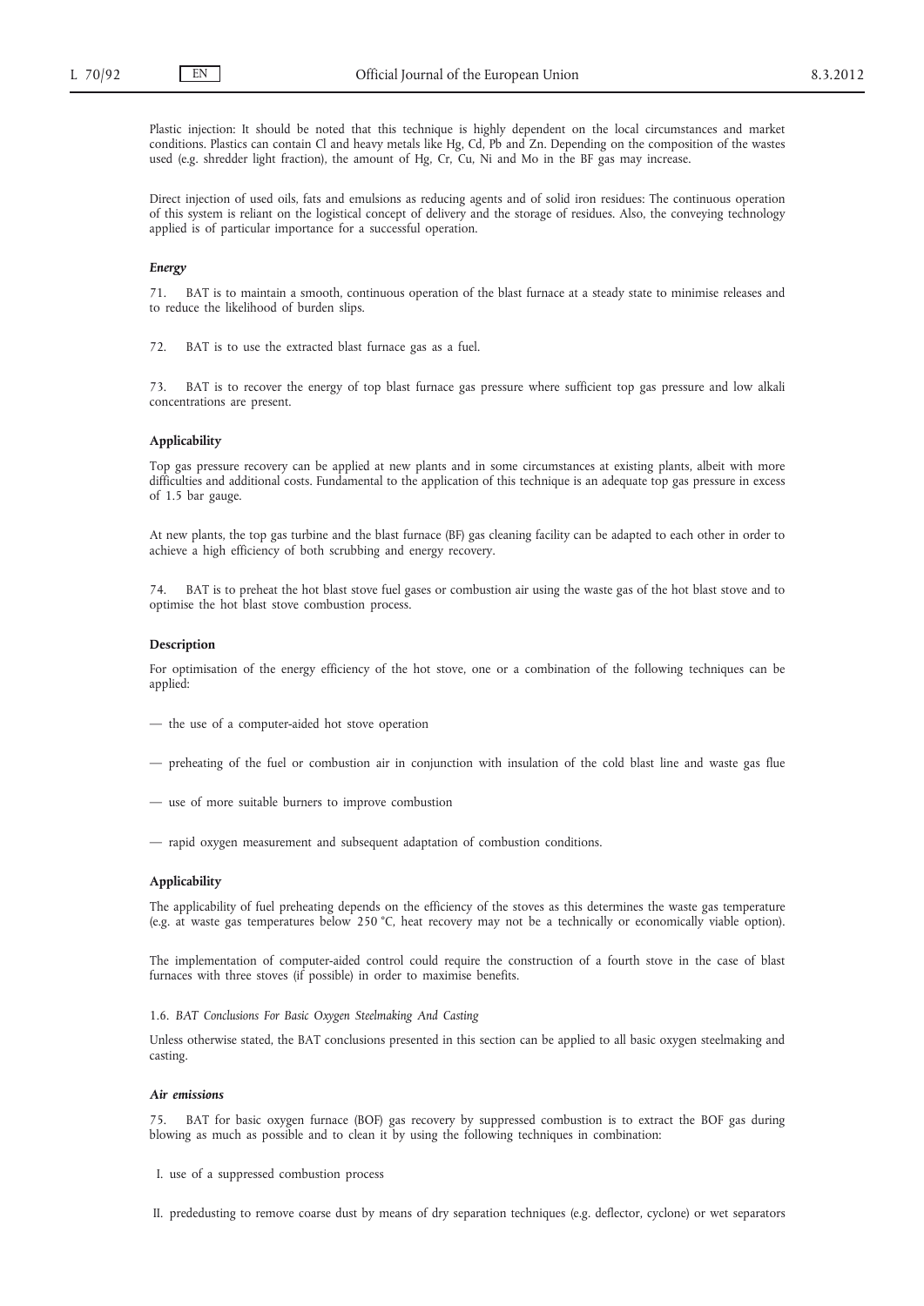Plastic injection: It should be noted that this technique is highly dependent on the local circumstances and market conditions. Plastics can contain Cl and heavy metals like Hg, Cd, Pb and Zn. Depending on the composition of the wastes used (e.g. shredder light fraction), the amount of Hg, Cr, Cu, Ni and Mo in the BF gas may increase.

Direct injection of used oils, fats and emulsions as reducing agents and of solid iron residues: The continuous operation of this system is reliant on the logistical concept of delivery and the storage of residues. Also, the conveying technology applied is of particular importance for a successful operation.

***Energy***

71. BAT is to maintain a smooth, continuous operation of the blast furnace at a steady state to minimise releases and to reduce the likelihood of burden slips.

72. BAT is to use the extracted blast furnace gas as a fuel.

73. BAT is to recover the energy of top blast furnace gas pressure where sufficient top gas pressure and low alkali concentrations are present.

**Applicability**

Top gas pressure recovery can be applied at new plants and in some circumstances at existing plants, albeit with more difficulties and additional costs. Fundamental to the application of this technique is an adequate top gas pressure in excess of 1.5 bar gauge.

At new plants, the top gas turbine and the blast furnace (BF) gas cleaning facility can be adapted to each other in order to achieve a high efficiency of both scrubbing and energy recovery.

74. BAT is to preheat the hot blast stove fuel gases or combustion air using the waste gas of the hot blast stove and to optimise the hot blast stove combustion process.

**Description**

For optimisation of the energy efficiency of the hot stove, one or a combination of the following techniques can be applied:

— the use of a computer-aided hot stove operation

— preheating of the fuel or combustion air in conjunction with insulation of the cold blast line and waste gas flue

— use of more suitable burners to improve combustion

— rapid oxygen measurement and subsequent adaptation of combustion conditions.

**Applicability**

The applicability of fuel preheating depends on the efficiency of the stoves as this determines the waste gas temperature (e.g. at waste gas temperatures below 250 °C, heat recovery may not be a technically or economically viable option).

The implementation of computer-aided control could require the construction of a fourth stove in the case of blast furnaces with three stoves (if possible) in order to maximise benefits.

1.6. *BAT Conclusions For Basic Oxygen Steelmaking And Casting*

Unless otherwise stated, the BAT conclusions presented in this section can be applied to all basic oxygen steelmaking and casting.

***Air emissions***

75. BAT for basic oxygen furnace (BOF) gas recovery by suppressed combustion is to extract the BOF gas during blowing as much as possible and to clean it by using the following techniques in combination:

I. use of a suppressed combustion process

II. prededusting to remove coarse dust by means of dry separation techniques (e.g. deflector, cyclone) or wet separators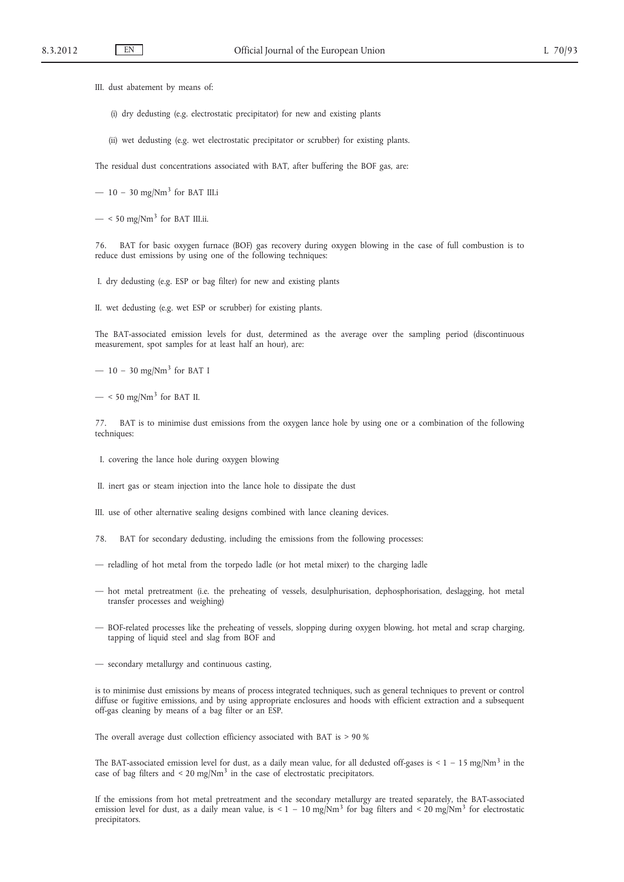III. dust abatement by means of:

(i) dry dedusting (e.g. electrostatic precipitator) for new and existing plants

(ii) wet dedusting (e.g. wet electrostatic precipitator or scrubber) for existing plants.

The residual dust concentrations associated with BAT, after buffering the BOF gas, are:

— 10 – 30 mg/Nm$^3$ for BAT III.i

— < 50 mg/Nm$^3$ for BAT III.ii.

76. BAT for basic oxygen furnace (BOF) gas recovery during oxygen blowing in the case of full combustion is to reduce dust emissions by using one of the following techniques:

I. dry dedusting (e.g. ESP or bag filter) for new and existing plants

II. wet dedusting (e.g. wet ESP or scrubber) for existing plants.

The BAT-associated emission levels for dust, determined as the average over the sampling period (discontinuous measurement, spot samples for at least half an hour), are:

— 10 – 30 mg/Nm$^3$ for BAT I

— < 50 mg/Nm$^3$ for BAT II.

77. BAT is to minimise dust emissions from the oxygen lance hole by using one or a combination of the following techniques:

I. covering the lance hole during oxygen blowing

II. inert gas or steam injection into the lance hole to dissipate the dust

III. use of other alternative sealing designs combined with lance cleaning devices.

78. BAT for secondary dedusting, including the emissions from the following processes:

— reladling of hot metal from the torpedo ladle (or hot metal mixer) to the charging ladle

— hot metal pretreatment (i.e. the preheating of vessels, desulphurisation, dephosphorisation, deslagging, hot metal transfer processes and weighing)

— BOF-related processes like the preheating of vessels, slopping during oxygen blowing, hot metal and scrap charging, tapping of liquid steel and slag from BOF and

— secondary metallurgy and continuous casting,

is to minimise dust emissions by means of process integrated techniques, such as general techniques to prevent or control diffuse or fugitive emissions, and by using appropriate enclosures and hoods with efficient extraction and a subsequent off-gas cleaning by means of a bag filter or an ESP.

The overall average dust collection efficiency associated with BAT is > 90 %

The BAT-associated emission level for dust, as a daily mean value, for all dedusted off-gases is < 1 – 15 mg/Nm$^3$ in the case of bag filters and < 20 mg/Nm$^3$ in the case of electrostatic precipitators.

If the emissions from hot metal pretreatment and the secondary metallurgy are treated separately, the BAT-associated emission level for dust, as a daily mean value, is < 1 – 10 mg/Nm$^3$ for bag filters and < 20 mg/Nm$^3$ for electrostatic precipitators.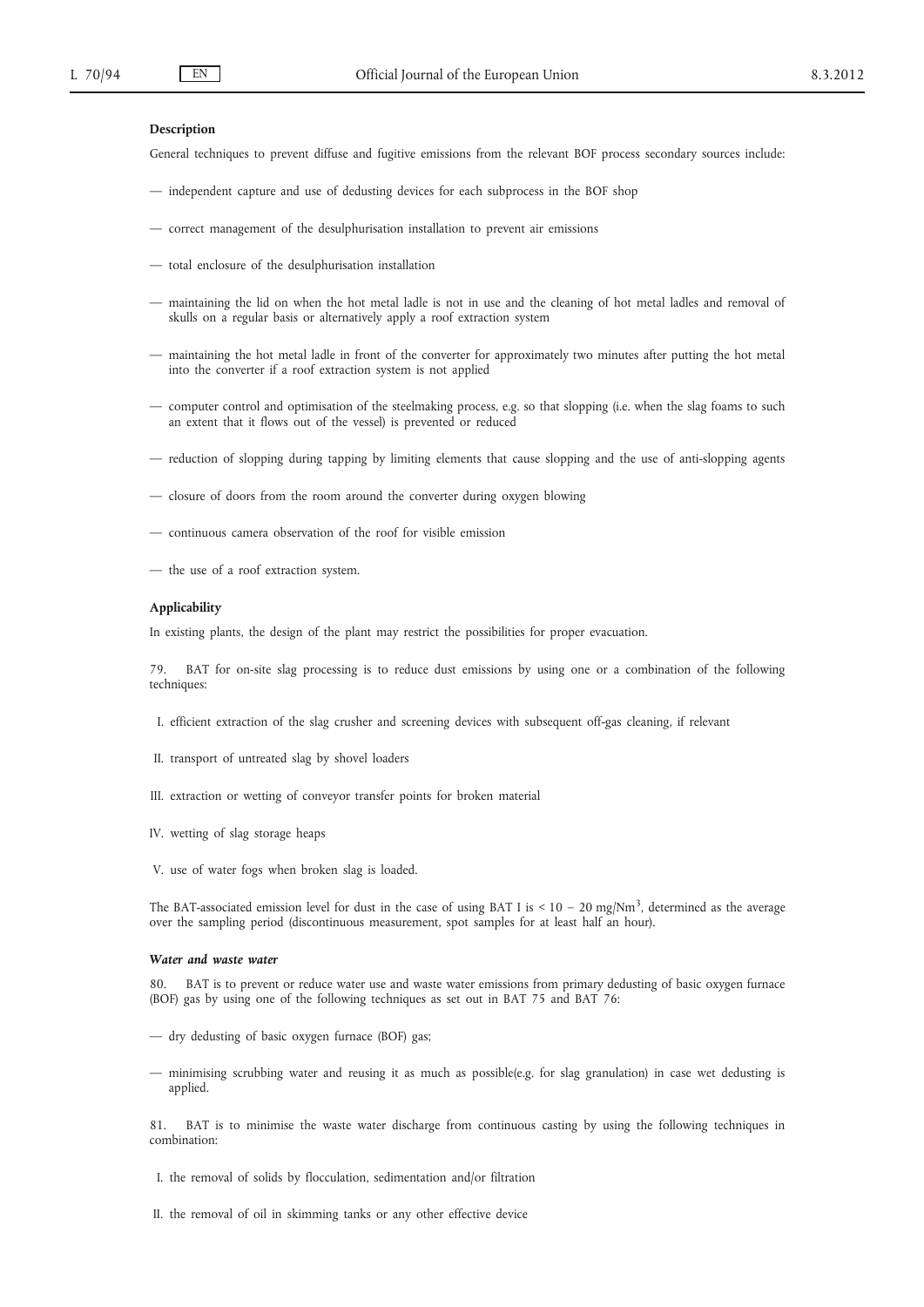**Description**

General techniques to prevent diffuse and fugitive emissions from the relevant BOF process secondary sources include:

— independent capture and use of dedusting devices for each subprocess in the BOF shop

— correct management of the desulphurisation installation to prevent air emissions

— total enclosure of the desulphurisation installation

— maintaining the lid on when the hot metal ladle is not in use and the cleaning of hot metal ladles and removal of skulls on a regular basis or alternatively apply a roof extraction system

— maintaining the hot metal ladle in front of the converter for approximately two minutes after putting the hot metal into the converter if a roof extraction system is not applied

— computer control and optimisation of the steelmaking process, e.g. so that slopping (i.e. when the slag foams to such an extent that it flows out of the vessel) is prevented or reduced

— reduction of slopping during tapping by limiting elements that cause slopping and the use of anti-slopping agents

— closure of doors from the room around the converter during oxygen blowing

— continuous camera observation of the roof for visible emission

— the use of a roof extraction system.

**Applicability**

In existing plants, the design of the plant may restrict the possibilities for proper evacuation.

79. BAT for on-site slag processing is to reduce dust emissions by using one or a combination of the following techniques:

I. efficient extraction of the slag crusher and screening devices with subsequent off-gas cleaning, if relevant

II. transport of untreated slag by shovel loaders

III. extraction or wetting of conveyor transfer points for broken material

IV. wetting of slag storage heaps

V. use of water fogs when broken slag is loaded.

The BAT-associated emission level for dust in the case of using BAT I is < 10 – 20 mg/Nm$^3$, determined as the average over the sampling period (discontinuous measurement, spot samples for at least half an hour).

***Water and waste water***

80. BAT is to prevent or reduce water use and waste water emissions from primary dedusting of basic oxygen furnace (BOF) gas by using one of the following techniques as set out in BAT 75 and BAT 76:

— dry dedusting of basic oxygen furnace (BOF) gas;

— minimising scrubbing water and reusing it as much as possible(e.g. for slag granulation) in case wet dedusting is applied.

81. BAT is to minimise the waste water discharge from continuous casting by using the following techniques in combination:

I. the removal of solids by flocculation, sedimentation and/or filtration

II. the removal of oil in skimming tanks or any other effective device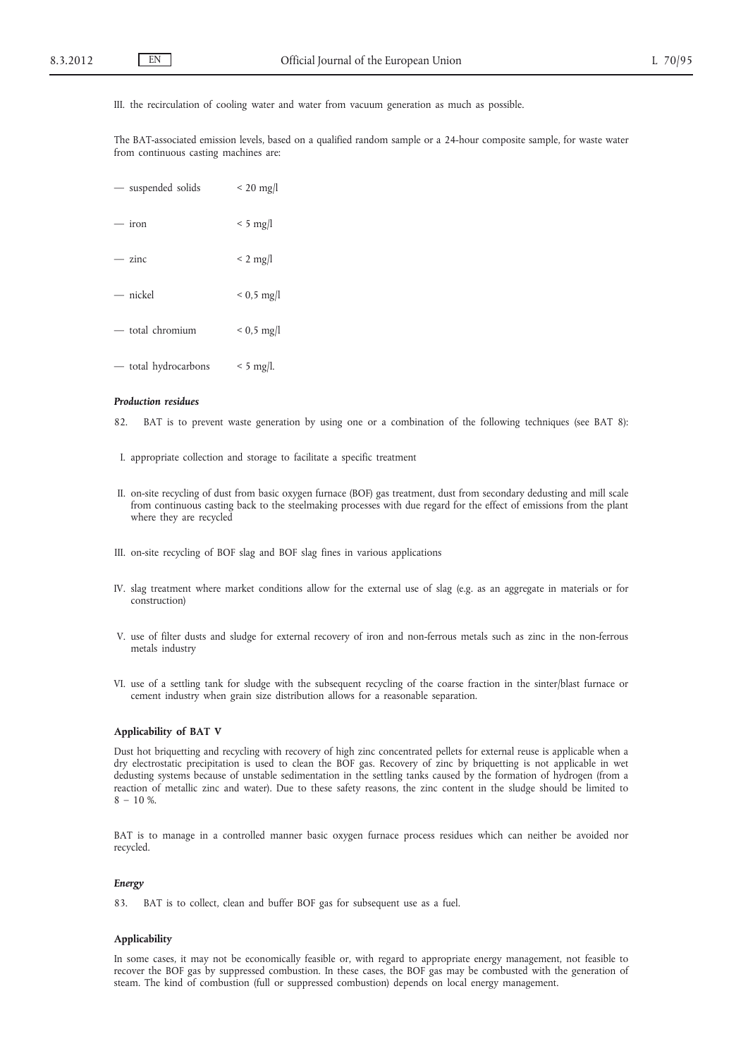III. the recirculation of cooling water and water from vacuum generation as much as possible.

The BAT-associated emission levels, based on a qualified random sample or a 24-hour composite sample, for waste water from continuous casting machines are:

— suspended solids < 20 mg/l

— iron < 5 mg/l

— zinc < 2 mg/l

— nickel < 0,5 mg/l

— total chromium < 0,5 mg/l

— total hydrocarbons < 5 mg/l.

***Production residues***

82. BAT is to prevent waste generation by using one or a combination of the following techniques (see BAT 8):

I. appropriate collection and storage to facilitate a specific treatment

II. on-site recycling of dust from basic oxygen furnace (BOF) gas treatment, dust from secondary dedusting and mill scale from continuous casting back to the steelmaking processes with due regard for the effect of emissions from the plant where they are recycled

III. on-site recycling of BOF slag and BOF slag fines in various applications

IV. slag treatment where market conditions allow for the external use of slag (e.g. as an aggregate in materials or for construction)

V. use of filter dusts and sludge for external recovery of iron and non-ferrous metals such as zinc in the non-ferrous metals industry

VI. use of a settling tank for sludge with the subsequent recycling of the coarse fraction in the sinter/blast furnace or cement industry when grain size distribution allows for a reasonable separation.

**Applicability of BAT V**

Dust hot briquetting and recycling with recovery of high zinc concentrated pellets for external reuse is applicable when a dry electrostatic precipitation is used to clean the BOF gas. Recovery of zinc by briquetting is not applicable in wet dedusting systems because of unstable sedimentation in the settling tanks caused by the formation of hydrogen (from a reaction of metallic zinc and water). Due to these safety reasons, the zinc content in the sludge should be limited to 8 – 10 %.

BAT is to manage in a controlled manner basic oxygen furnace process residues which can neither be avoided nor recycled.

***Energy***

83. BAT is to collect, clean and buffer BOF gas for subsequent use as a fuel.

**Applicability**

In some cases, it may not be economically feasible or, with regard to appropriate energy management, not feasible to recover the BOF gas by suppressed combustion. In these cases, the BOF gas may be combusted with the generation of steam. The kind of combustion (full or suppressed combustion) depends on local energy management.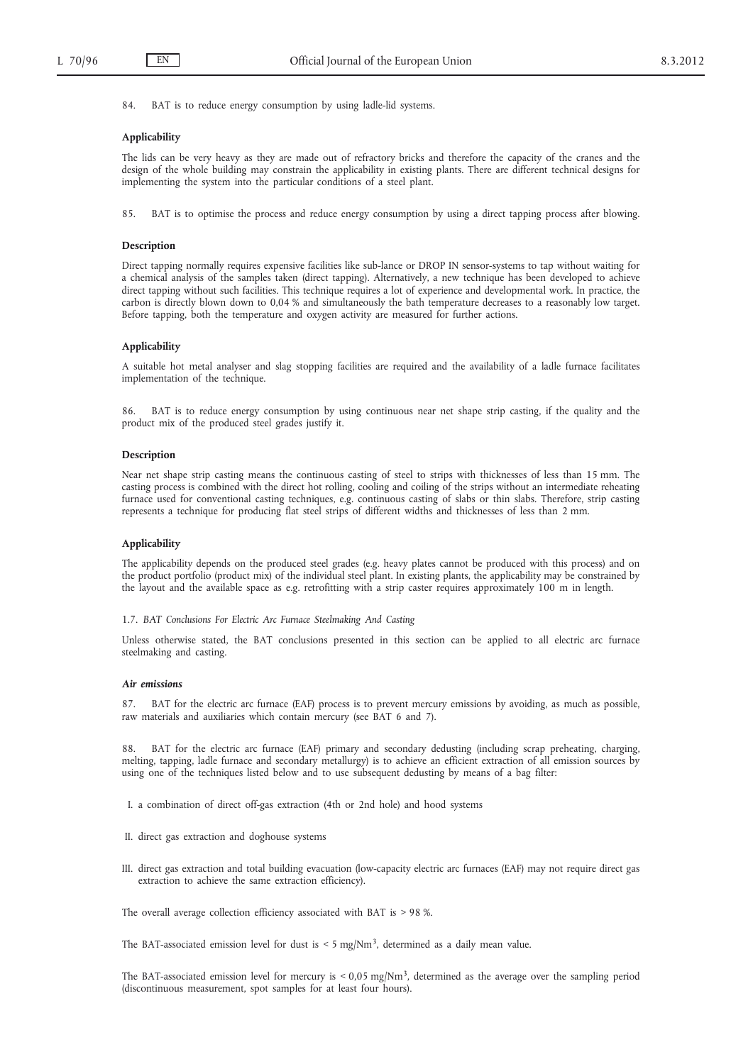84. BAT is to reduce energy consumption by using ladle-lid systems.

**Applicability**

The lids can be very heavy as they are made out of refractory bricks and therefore the capacity of the cranes and the design of the whole building may constrain the applicability in existing plants. There are different technical designs for implementing the system into the particular conditions of a steel plant.

85. BAT is to optimise the process and reduce energy consumption by using a direct tapping process after blowing.

**Description**

Direct tapping normally requires expensive facilities like sub-lance or DROP IN sensor-systems to tap without waiting for a chemical analysis of the samples taken (direct tapping). Alternatively, a new technique has been developed to achieve direct tapping without such facilities. This technique requires a lot of experience and developmental work. In practice, the carbon is directly blown down to 0,04 % and simultaneously the bath temperature decreases to a reasonably low target. Before tapping, both the temperature and oxygen activity are measured for further actions.

**Applicability**

A suitable hot metal analyser and slag stopping facilities are required and the availability of a ladle furnace facilitates implementation of the technique.

86. BAT is to reduce energy consumption by using continuous near net shape strip casting, if the quality and the product mix of the produced steel grades justify it.

**Description**

Near net shape strip casting means the continuous casting of steel to strips with thicknesses of less than 15 mm. The casting process is combined with the direct hot rolling, cooling and coiling of the strips without an intermediate reheating furnace used for conventional casting techniques, e.g. continuous casting of slabs or thin slabs. Therefore, strip casting represents a technique for producing flat steel strips of different widths and thicknesses of less than 2 mm.

**Applicability**

The applicability depends on the produced steel grades (e.g. heavy plates cannot be produced with this process) and on the product portfolio (product mix) of the individual steel plant. In existing plants, the applicability may be constrained by the layout and the available space as e.g. retrofitting with a strip caster requires approximately 100 m in length.

## 1.7. *BAT Conclusions For Electric Arc Furnace Steelmaking And Casting*

Unless otherwise stated, the BAT conclusions presented in this section can be applied to all electric arc furnace steelmaking and casting.

***Air emissions***

87. BAT for the electric arc furnace (EAF) process is to prevent mercury emissions by avoiding, as much as possible, raw materials and auxiliaries which contain mercury (see BAT 6 and 7).

88. BAT for the electric arc furnace (EAF) primary and secondary dedusting (including scrap preheating, charging, melting, tapping, ladle furnace and secondary metallurgy) is to achieve an efficient extraction of all emission sources by using one of the techniques listed below and to use subsequent dedusting by means of a bag filter:

I. a combination of direct off-gas extraction (4th or 2nd hole) and hood systems

II. direct gas extraction and doghouse systems

III. direct gas extraction and total building evacuation (low-capacity electric arc furnaces (EAF) may not require direct gas extraction to achieve the same extraction efficiency).

The overall average collection efficiency associated with BAT is > 98 %.

The BAT-associated emission level for dust is < 5 mg/Nm$^3$, determined as a daily mean value.

The BAT-associated emission level for mercury is < 0,05 mg/Nm$^3$, determined as the average over the sampling period (discontinuous measurement, spot samples for at least four hours).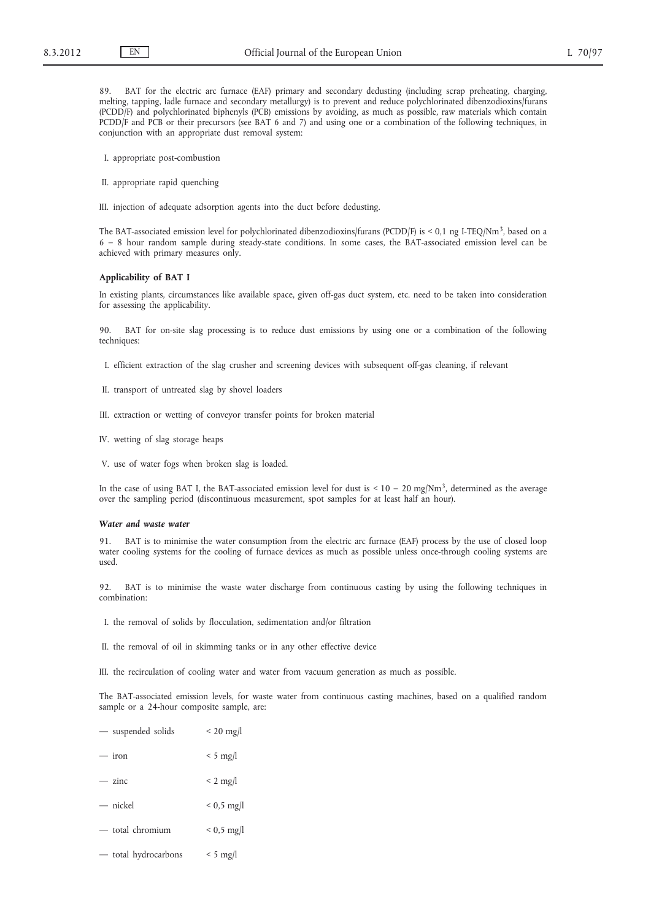89. BAT for the electric arc furnace (EAF) primary and secondary dedusting (including scrap preheating, charging, melting, tapping, ladle furnace and secondary metallurgy) is to prevent and reduce polychlorinated dibenzodioxins/furans (PCDD/F) and polychlorinated biphenyls (PCB) emissions by avoiding, as much as possible, raw materials which contain PCDD/F and PCB or their precursors (see BAT 6 and 7) and using one or a combination of the following techniques, in conjunction with an appropriate dust removal system:

I. appropriate post-combustion

II. appropriate rapid quenching

III. injection of adequate adsorption agents into the duct before dedusting.

The BAT-associated emission level for polychlorinated dibenzodioxins/furans (PCDD/F) is < 0,1 ng I-TEQ/$Nm^3$, based on a 6 – 8 hour random sample during steady-state conditions. In some cases, the BAT-associated emission level can be achieved with primary measures only.

**Applicability of BAT I**

In existing plants, circumstances like available space, given off-gas duct system, etc. need to be taken into consideration for assessing the applicability.

90. BAT for on-site slag processing is to reduce dust emissions by using one or a combination of the following techniques:

I. efficient extraction of the slag crusher and screening devices with subsequent off-gas cleaning, if relevant

II. transport of untreated slag by shovel loaders

III. extraction or wetting of conveyor transfer points for broken material

IV. wetting of slag storage heaps

V. use of water fogs when broken slag is loaded.

In the case of using BAT I, the BAT-associated emission level for dust is < 10 – 20 mg/$Nm^3$, determined as the average over the sampling period (discontinuous measurement, spot samples for at least half an hour).

***Water and waste water***

91. BAT is to minimise the water consumption from the electric arc furnace (EAF) process by the use of closed loop water cooling systems for the cooling of furnace devices as much as possible unless once-through cooling systems are used.

92. BAT is to minimise the waste water discharge from continuous casting by using the following techniques in combination:

I. the removal of solids by flocculation, sedimentation and/or filtration

II. the removal of oil in skimming tanks or in any other effective device

III. the recirculation of cooling water and water from vacuum generation as much as possible.

The BAT-associated emission levels, for waste water from continuous casting machines, based on a qualified random sample or a 24-hour composite sample, are:

— suspended solids < 20 mg/l

— iron < 5 mg/l

— zinc < 2 mg/l

— nickel < 0,5 mg/l

— total chromium < 0,5 mg/l

— total hydrocarbons < 5 mg/l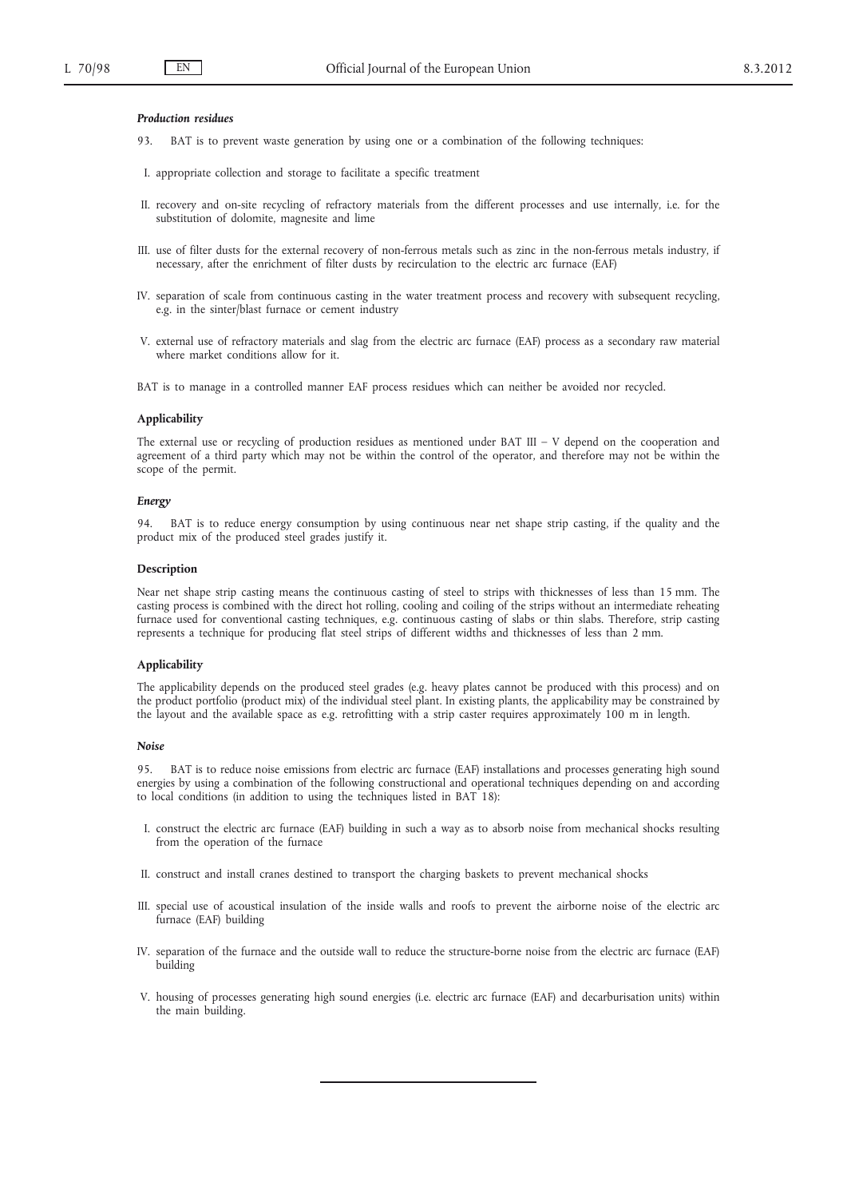*Production residues*

93. BAT is to prevent waste generation by using one or a combination of the following techniques:

I. appropriate collection and storage to facilitate a specific treatment

II. recovery and on-site recycling of refractory materials from the different processes and use internally, i.e. for the substitution of dolomite, magnesite and lime

III. use of filter dusts for the external recovery of non-ferrous metals such as zinc in the non-ferrous metals industry, if necessary, after the enrichment of filter dusts by recirculation to the electric arc furnace (EAF)

IV. separation of scale from continuous casting in the water treatment process and recovery with subsequent recycling, e.g. in the sinter/blast furnace or cement industry

V. external use of refractory materials and slag from the electric arc furnace (EAF) process as a secondary raw material where market conditions allow for it.

BAT is to manage in a controlled manner EAF process residues which can neither be avoided nor recycled.

**Applicability**

The external use or recycling of production residues as mentioned under BAT III – V depend on the cooperation and agreement of a third party which may not be within the control of the operator, and therefore may not be within the scope of the permit.

*Energy*

94. BAT is to reduce energy consumption by using continuous near net shape strip casting, if the quality and the product mix of the produced steel grades justify it.

**Description**

Near net shape strip casting means the continuous casting of steel to strips with thicknesses of less than 15 mm. The casting process is combined with the direct hot rolling, cooling and coiling of the strips without an intermediate reheating furnace used for conventional casting techniques, e.g. continuous casting of slabs or thin slabs. Therefore, strip casting represents a technique for producing flat steel strips of different widths and thicknesses of less than 2 mm.

**Applicability**

The applicability depends on the produced steel grades (e.g. heavy plates cannot be produced with this process) and on the product portfolio (product mix) of the individual steel plant. In existing plants, the applicability may be constrained by the layout and the available space as e.g. retrofitting with a strip caster requires approximately 100 m in length.

*Noise*

95. BAT is to reduce noise emissions from electric arc furnace (EAF) installations and processes generating high sound energies by using a combination of the following constructional and operational techniques depending on and according to local conditions (in addition to using the techniques listed in BAT 18):

I. construct the electric arc furnace (EAF) building in such a way as to absorb noise from mechanical shocks resulting from the operation of the furnace

II. construct and install cranes destined to transport the charging baskets to prevent mechanical shocks

III. special use of acoustical insulation of the inside walls and roofs to prevent the airborne noise of the electric arc furnace (EAF) building

IV. separation of the furnace and the outside wall to reduce the structure-borne noise from the electric arc furnace (EAF) building

V. housing of processes generating high sound energies (i.e. electric arc furnace (EAF) and decarburisation units) within the main building.